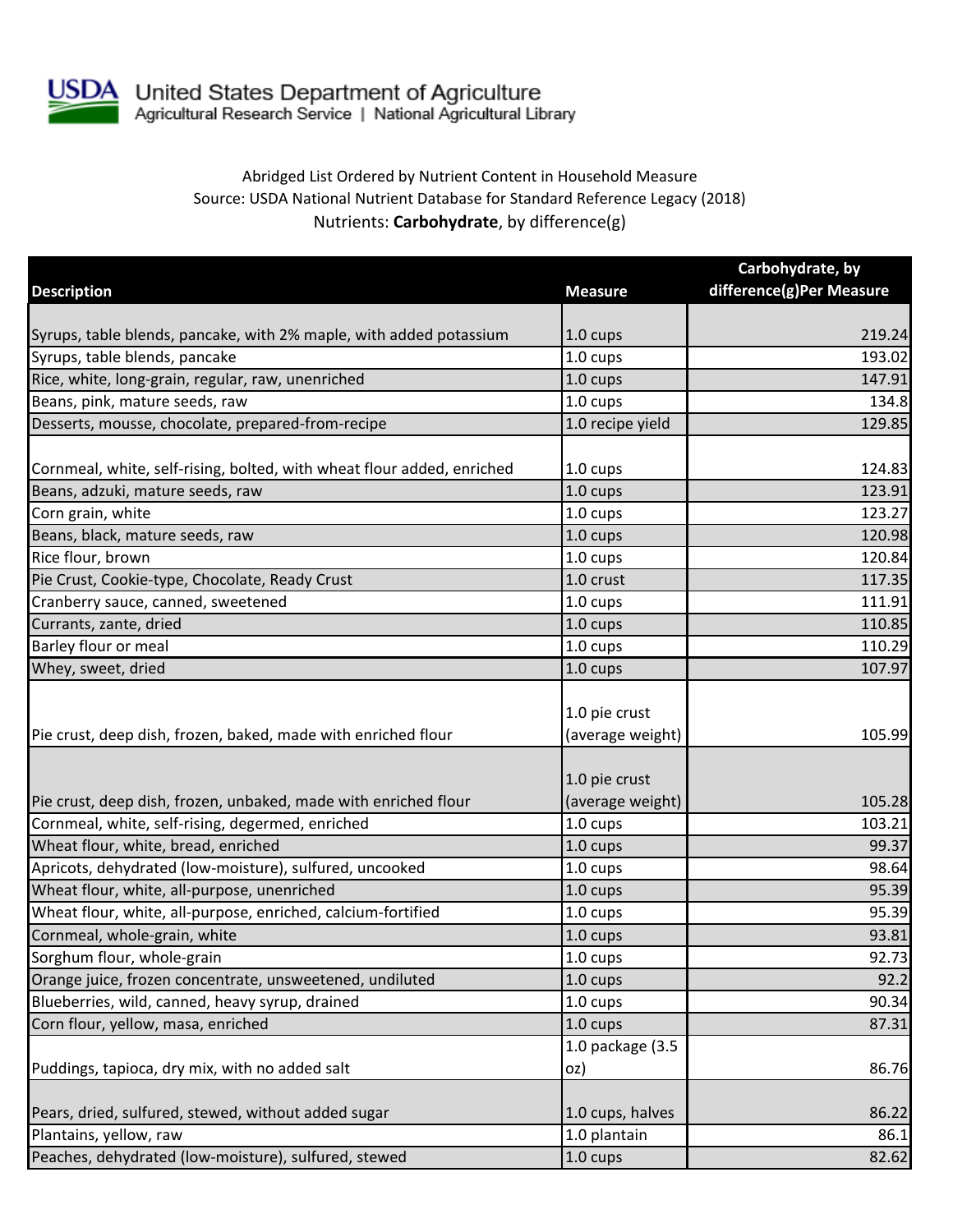United States Department of Agriculture
Agricultural Research Service | National Agricultural Library

Abridged List Ordered by Nutrient Content in Household Measure
Source: USDA National Nutrient Database for Standard Reference Legacy (2018)
Nutrients: **Carbohydrate**, by difference(g)

| Description | Measure | Carbohydrate, by difference(g)Per Measure |
|---|---|---|
| Syrups, table blends, pancake, with 2% maple, with added potassium | 1.0 cups | 219.24 |
| Syrups, table blends, pancake | 1.0 cups | 193.02 |
| Rice, white, long-grain, regular, raw, unenriched | 1.0 cups | 147.91 |
| Beans, pink, mature seeds, raw | 1.0 cups | 134.8 |
| Desserts, mousse, chocolate, prepared-from-recipe | 1.0 recipe yield | 129.85 |
| Cornmeal, white, self-rising, bolted, with wheat flour added, enriched | 1.0 cups | 124.83 |
| Beans, adzuki, mature seeds, raw | 1.0 cups | 123.91 |
| Corn grain, white | 1.0 cups | 123.27 |
| Beans, black, mature seeds, raw | 1.0 cups | 120.98 |
| Rice flour, brown | 1.0 cups | 120.84 |
| Pie Crust, Cookie-type, Chocolate, Ready Crust | 1.0 crust | 117.35 |
| Cranberry sauce, canned, sweetened | 1.0 cups | 111.91 |
| Currants, zante, dried | 1.0 cups | 110.85 |
| Barley flour or meal | 1.0 cups | 110.29 |
| Whey, sweet, dried | 1.0 cups | 107.97 |
| Pie crust, deep dish, frozen, baked, made with enriched flour | 1.0 pie crust (average weight) | 105.99 |
| Pie crust, deep dish, frozen, unbaked, made with enriched flour | 1.0 pie crust (average weight) | 105.28 |
| Cornmeal, white, self-rising, degermed, enriched | 1.0 cups | 103.21 |
| Wheat flour, white, bread, enriched | 1.0 cups | 99.37 |
| Apricots, dehydrated (low-moisture), sulfured, uncooked | 1.0 cups | 98.64 |
| Wheat flour, white, all-purpose, unenriched | 1.0 cups | 95.39 |
| Wheat flour, white, all-purpose, enriched, calcium-fortified | 1.0 cups | 95.39 |
| Cornmeal, whole-grain, white | 1.0 cups | 93.81 |
| Sorghum flour, whole-grain | 1.0 cups | 92.73 |
| Orange juice, frozen concentrate, unsweetened, undiluted | 1.0 cups | 92.2 |
| Blueberries, wild, canned, heavy syrup, drained | 1.0 cups | 90.34 |
| Corn flour, yellow, masa, enriched | 1.0 cups | 87.31 |
| Puddings, tapioca, dry mix, with no added salt | 1.0 package (3.5 oz) | 86.76 |
| Pears, dried, sulfured, stewed, without added sugar | 1.0 cups, halves | 86.22 |
| Plantains, yellow, raw | 1.0 plantain | 86.1 |
| Peaches, dehydrated (low-moisture), sulfured, stewed | 1.0 cups | 82.62 |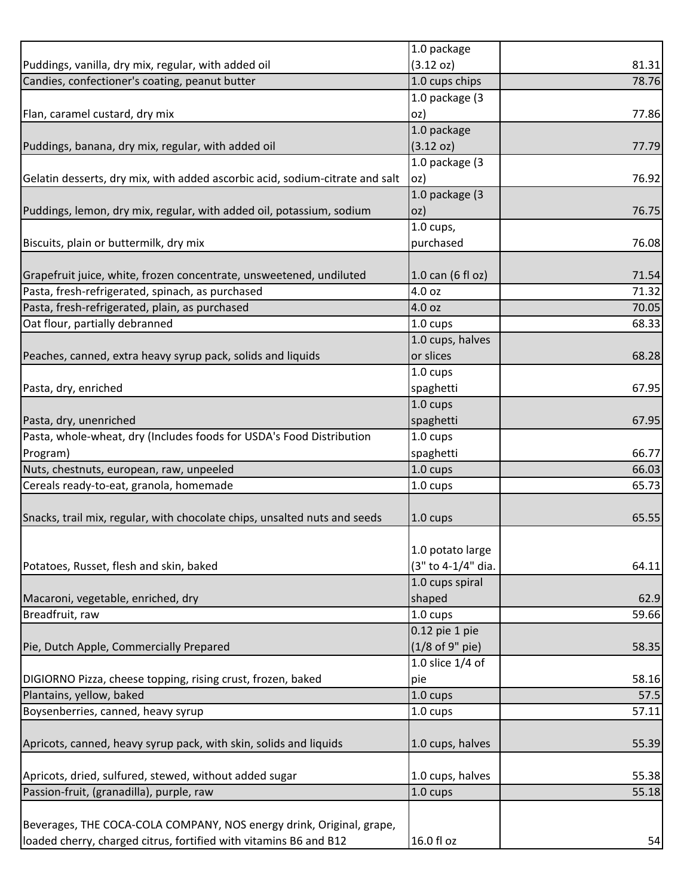| | | |
|---|---|---|
| Puddings, vanilla, dry mix, regular, with added oil | 1.0 package (3.12 oz) | 81.31 |
| Candies, confectioner's coating, peanut butter | 1.0 cups chips | 78.76 |
| Flan, caramel custard, dry mix | 1.0 package (3 oz) | 77.86 |
| Puddings, banana, dry mix, regular, with added oil | 1.0 package (3.12 oz) | 77.79 |
| Gelatin desserts, dry mix, with added ascorbic acid, sodium-citrate and salt | 1.0 package (3 oz) | 76.92 |
| Puddings, lemon, dry mix, regular, with added oil, potassium, sodium | 1.0 package (3 oz) | 76.75 |
| Biscuits, plain or buttermilk, dry mix | 1.0 cups, purchased | 76.08 |
| Grapefruit juice, white, frozen concentrate, unsweetened, undiluted | 1.0 can (6 fl oz) | 71.54 |
| Pasta, fresh-refrigerated, spinach, as purchased | 4.0 oz | 71.32 |
| Pasta, fresh-refrigerated, plain, as purchased | 4.0 oz | 70.05 |
| Oat flour, partially debranned | 1.0 cups | 68.33 |
| Peaches, canned, extra heavy syrup pack, solids and liquids | 1.0 cups, halves or slices | 68.28 |
| Pasta, dry, enriched | 1.0 cups spaghetti | 67.95 |
| Pasta, dry, unenriched | 1.0 cups spaghetti | 67.95 |
| Pasta, whole-wheat, dry (Includes foods for USDA's Food Distribution Program) | 1.0 cups spaghetti | 66.77 |
| Nuts, chestnuts, european, raw, unpeeled | 1.0 cups | 66.03 |
| Cereals ready-to-eat, granola, homemade | 1.0 cups | 65.73 |
| Snacks, trail mix, regular, with chocolate chips, unsalted nuts and seeds | 1.0 cups | 65.55 |
| Potatoes, Russet, flesh and skin, baked | 1.0 potato large (3" to 4-1/4" dia. | 64.11 |
| Macaroni, vegetable, enriched, dry | 1.0 cups spiral shaped | 62.9 |
| Breadfruit, raw | 1.0 cups | 59.66 |
| Pie, Dutch Apple, Commercially Prepared | 0.12 pie 1 pie (1/8 of 9" pie) | 58.35 |
| DIGIORNO Pizza, cheese topping, rising crust, frozen, baked | 1.0 slice 1/4 of pie | 58.16 |
| Plantains, yellow, baked | 1.0 cups | 57.5 |
| Boysenberries, canned, heavy syrup | 1.0 cups | 57.11 |
| Apricots, canned, heavy syrup pack, with skin, solids and liquids | 1.0 cups, halves | 55.39 |
| Apricots, dried, sulfured, stewed, without added sugar | 1.0 cups, halves | 55.38 |
| Passion-fruit, (granadilla), purple, raw | 1.0 cups | 55.18 |
| Beverages, THE COCA-COLA COMPANY, NOS energy drink, Original, grape, loaded cherry, charged citrus, fortified with vitamins B6 and B12 | 16.0 fl oz | 54 |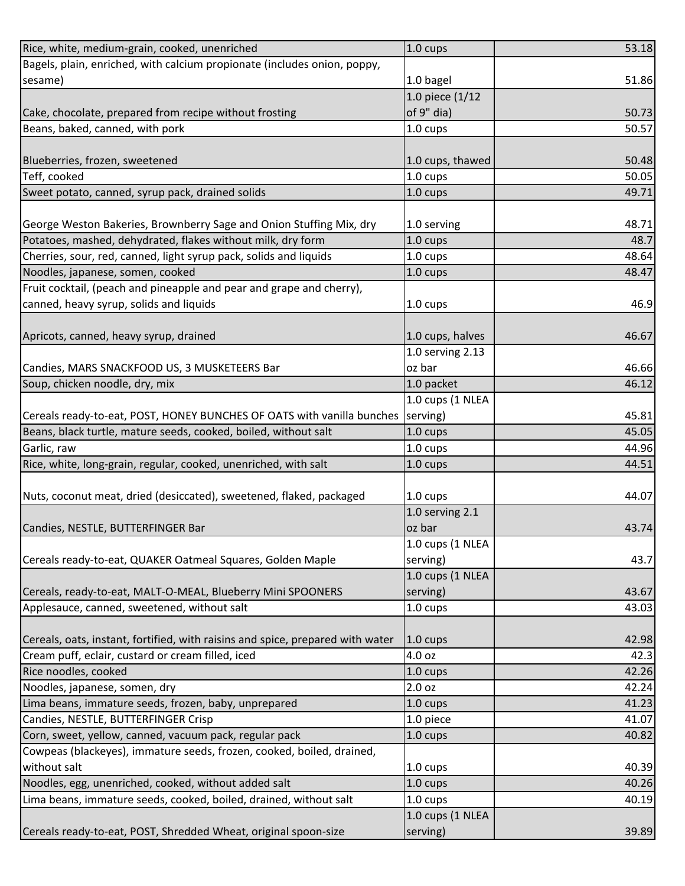| | | |
|---|---|---|
| Rice, white, medium-grain, cooked, unenriched | 1.0 cups | 53.18 |
| Bagels, plain, enriched, with calcium propionate (includes onion, poppy, sesame) | 1.0 bagel | 51.86 |
| Cake, chocolate, prepared from recipe without frosting | 1.0 piece (1/12 of 9" dia) | 50.73 |
| Beans, baked, canned, with pork | 1.0 cups | 50.57 |
| Blueberries, frozen, sweetened | 1.0 cups, thawed | 50.48 |
| Teff, cooked | 1.0 cups | 50.05 |
| Sweet potato, canned, syrup pack, drained solids | 1.0 cups | 49.71 |
| George Weston Bakeries, Brownberry Sage and Onion Stuffing Mix, dry | 1.0 serving | 48.71 |
| Potatoes, mashed, dehydrated, flakes without milk, dry form | 1.0 cups | 48.7 |
| Cherries, sour, red, canned, light syrup pack, solids and liquids | 1.0 cups | 48.64 |
| Noodles, japanese, somen, cooked | 1.0 cups | 48.47 |
| Fruit cocktail, (peach and pineapple and pear and grape and cherry), canned, heavy syrup, solids and liquids | 1.0 cups | 46.9 |
| Apricots, canned, heavy syrup, drained | 1.0 cups, halves | 46.67 |
| Candies, MARS SNACKFOOD US, 3 MUSKETEERS Bar | 1.0 serving 2.13 oz bar | 46.66 |
| Soup, chicken noodle, dry, mix | 1.0 packet | 46.12 |
| Cereals ready-to-eat, POST, HONEY BUNCHES OF OATS with vanilla bunches | 1.0 cups (1 NLEA serving) | 45.81 |
| Beans, black turtle, mature seeds, cooked, boiled, without salt | 1.0 cups | 45.05 |
| Garlic, raw | 1.0 cups | 44.96 |
| Rice, white, long-grain, regular, cooked, unenriched, with salt | 1.0 cups | 44.51 |
| Nuts, coconut meat, dried (desiccated), sweetened, flaked, packaged | 1.0 cups | 44.07 |
| Candies, NESTLE, BUTTERFINGER Bar | 1.0 serving 2.1 oz bar | 43.74 |
| Cereals ready-to-eat, QUAKER Oatmeal Squares, Golden Maple | 1.0 cups (1 NLEA serving) | 43.7 |
| Cereals, ready-to-eat, MALT-O-MEAL, Blueberry Mini SPOONERS | 1.0 cups (1 NLEA serving) | 43.67 |
| Applesauce, canned, sweetened, without salt | 1.0 cups | 43.03 |
| Cereals, oats, instant, fortified, with raisins and spice, prepared with water | 1.0 cups | 42.98 |
| Cream puff, eclair, custard or cream filled, iced | 4.0 oz | 42.3 |
| Rice noodles, cooked | 1.0 cups | 42.26 |
| Noodles, japanese, somen, dry | 2.0 oz | 42.24 |
| Lima beans, immature seeds, frozen, baby, unprepared | 1.0 cups | 41.23 |
| Candies, NESTLE, BUTTERFINGER Crisp | 1.0 piece | 41.07 |
| Corn, sweet, yellow, canned, vacuum pack, regular pack | 1.0 cups | 40.82 |
| Cowpeas (blackeyes), immature seeds, frozen, cooked, boiled, drained, without salt | 1.0 cups | 40.39 |
| Noodles, egg, unenriched, cooked, without added salt | 1.0 cups | 40.26 |
| Lima beans, immature seeds, cooked, boiled, drained, without salt | 1.0 cups | 40.19 |
| Cereals ready-to-eat, POST, Shredded Wheat, original spoon-size | 1.0 cups (1 NLEA serving) | 39.89 |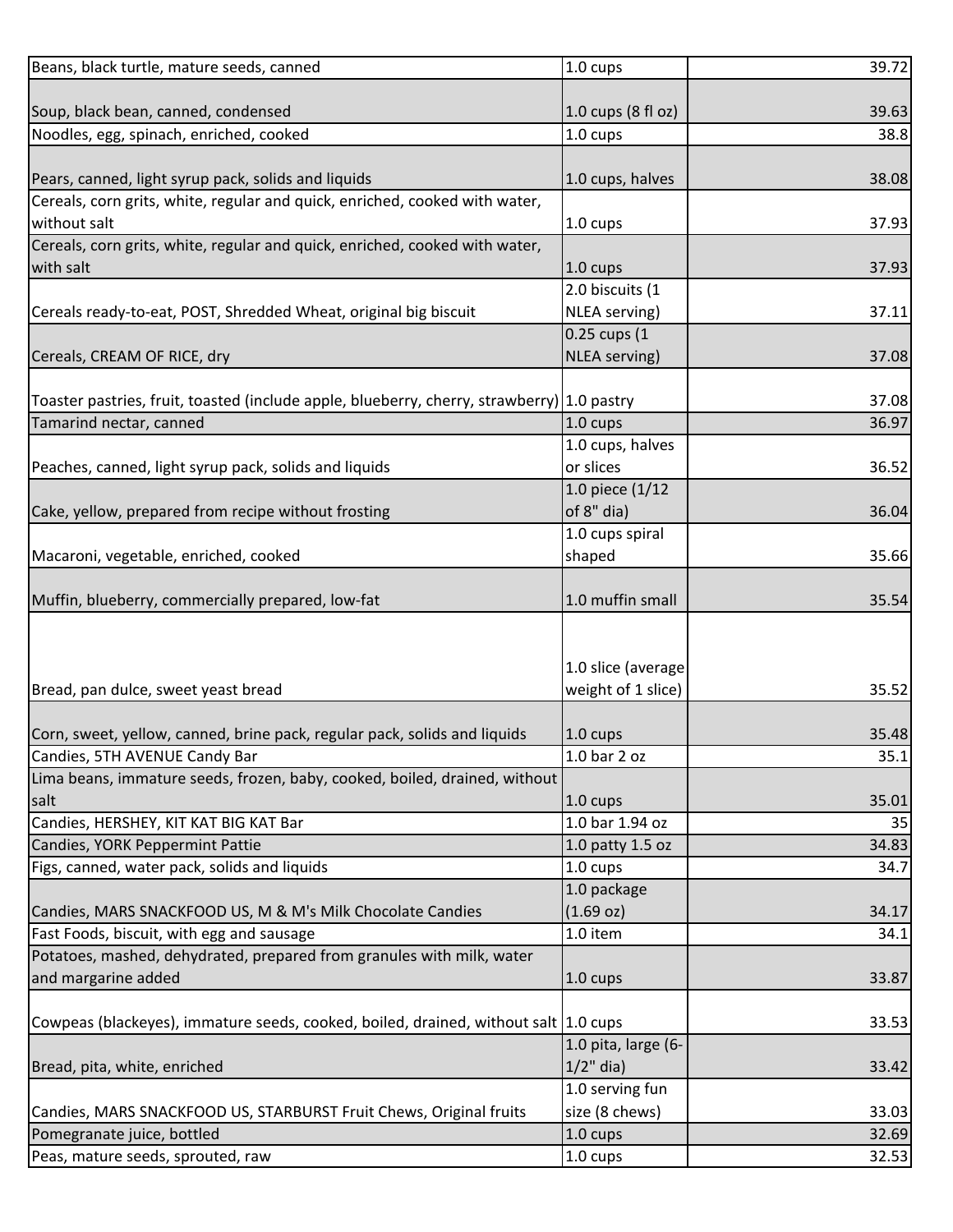| | | |
|---|---|---|
| Beans, black turtle, mature seeds, canned | 1.0 cups | 39.72 |
| Soup, black bean, canned, condensed | 1.0 cups (8 fl oz) | 39.63 |
| Noodles, egg, spinach, enriched, cooked | 1.0 cups | 38.8 |
| Pears, canned, light syrup pack, solids and liquids | 1.0 cups, halves | 38.08 |
| Cereals, corn grits, white, regular and quick, enriched, cooked with water, without salt | 1.0 cups | 37.93 |
| Cereals, corn grits, white, regular and quick, enriched, cooked with water, with salt | 1.0 cups | 37.93 |
| Cereals ready-to-eat, POST, Shredded Wheat, original big biscuit | 2.0 biscuits (1 NLEA serving) | 37.11 |
| Cereals, CREAM OF RICE, dry | 0.25 cups (1 NLEA serving) | 37.08 |
| Toaster pastries, fruit, toasted (include apple, blueberry, cherry, strawberry) | 1.0 pastry | 37.08 |
| Tamarind nectar, canned | 1.0 cups | 36.97 |
| Peaches, canned, light syrup pack, solids and liquids | 1.0 cups, halves or slices | 36.52 |
| Cake, yellow, prepared from recipe without frosting | 1.0 piece (1/12 of 8" dia) | 36.04 |
| Macaroni, vegetable, enriched, cooked | 1.0 cups spiral shaped | 35.66 |
| Muffin, blueberry, commercially prepared, low-fat | 1.0 muffin small | 35.54 |
| Bread, pan dulce, sweet yeast bread | 1.0 slice (average weight of 1 slice) | 35.52 |
| Corn, sweet, yellow, canned, brine pack, regular pack, solids and liquids | 1.0 cups | 35.48 |
| Candies, 5TH AVENUE Candy Bar | 1.0 bar 2 oz | 35.1 |
| Lima beans, immature seeds, frozen, baby, cooked, boiled, drained, without salt | 1.0 cups | 35.01 |
| Candies, HERSHEY, KIT KAT BIG KAT Bar | 1.0 bar 1.94 oz | 35 |
| Candies, YORK Peppermint Pattie | 1.0 patty 1.5 oz | 34.83 |
| Figs, canned, water pack, solids and liquids | 1.0 cups | 34.7 |
| Candies, MARS SNACKFOOD US, M & M's Milk Chocolate Candies | 1.0 package (1.69 oz) | 34.17 |
| Fast Foods, biscuit, with egg and sausage | 1.0 item | 34.1 |
| Potatoes, mashed, dehydrated, prepared from granules with milk, water and margarine added | 1.0 cups | 33.87 |
| Cowpeas (blackeyes), immature seeds, cooked, boiled, drained, without salt | 1.0 cups | 33.53 |
| Bread, pita, white, enriched | 1.0 pita, large (6-1/2" dia) | 33.42 |
| Candies, MARS SNACKFOOD US, STARBURST Fruit Chews, Original fruits | 1.0 serving fun size (8 chews) | 33.03 |
| Pomegranate juice, bottled | 1.0 cups | 32.69 |
| Peas, mature seeds, sprouted, raw | 1.0 cups | 32.53 |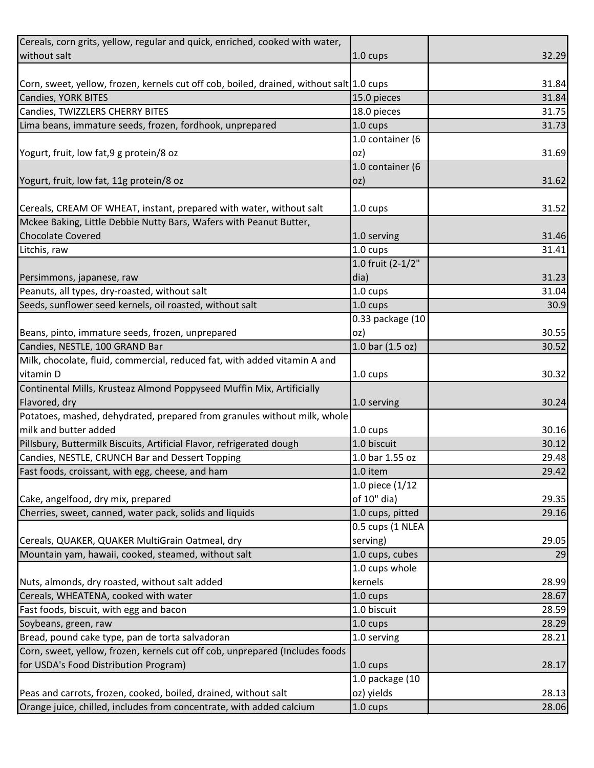| | | |
|---|---|---|
| Cereals, corn grits, yellow, regular and quick, enriched, cooked with water, without salt | 1.0 cups | 32.29 |
| Corn, sweet, yellow, frozen, kernels cut off cob, boiled, drained, without salt | 1.0 cups | 31.84 |
| Candies, YORK BITES | 15.0 pieces | 31.84 |
| Candies, TWIZZLERS CHERRY BITES | 18.0 pieces | 31.75 |
| Lima beans, immature seeds, frozen, fordhook, unprepared | 1.0 cups | 31.73 |
| Yogurt, fruit, low fat,9 g protein/8 oz | 1.0 container (6 oz) | 31.69 |
| Yogurt, fruit, low fat, 11g protein/8 oz | 1.0 container (6 oz) | 31.62 |
| Cereals, CREAM OF WHEAT, instant, prepared with water, without salt | 1.0 cups | 31.52 |
| Mckee Baking, Little Debbie Nutty Bars, Wafers with Peanut Butter, Chocolate Covered | 1.0 serving | 31.46 |
| Litchis, raw | 1.0 cups | 31.41 |
| Persimmons, japanese, raw | 1.0 fruit (2-1/2" dia) | 31.23 |
| Peanuts, all types, dry-roasted, without salt | 1.0 cups | 31.04 |
| Seeds, sunflower seed kernels, oil roasted, without salt | 1.0 cups | 30.9 |
| Beans, pinto, immature seeds, frozen, unprepared | 0.33 package (10 oz) | 30.55 |
| Candies, NESTLE, 100 GRAND Bar | 1.0 bar (1.5 oz) | 30.52 |
| Milk, chocolate, fluid, commercial, reduced fat, with added vitamin A and vitamin D | 1.0 cups | 30.32 |
| Continental Mills, Krusteaz Almond Poppyseed Muffin Mix, Artificially Flavored, dry | 1.0 serving | 30.24 |
| Potatoes, mashed, dehydrated, prepared from granules without milk, whole milk and butter added | 1.0 cups | 30.16 |
| Pillsbury, Buttermilk Biscuits, Artificial Flavor, refrigerated dough | 1.0 biscuit | 30.12 |
| Candies, NESTLE, CRUNCH Bar and Dessert Topping | 1.0 bar 1.55 oz | 29.48 |
| Fast foods, croissant, with egg, cheese, and ham | 1.0 item | 29.42 |
| Cake, angelfood, dry mix, prepared | 1.0 piece (1/12 of 10" dia) | 29.35 |
| Cherries, sweet, canned, water pack, solids and liquids | 1.0 cups, pitted | 29.16 |
| Cereals, QUAKER, QUAKER MultiGrain Oatmeal, dry | 0.5 cups (1 NLEA serving) | 29.05 |
| Mountain yam, hawaii, cooked, steamed, without salt | 1.0 cups, cubes | 29 |
| Nuts, almonds, dry roasted, without salt added | 1.0 cups whole kernels | 28.99 |
| Cereals, WHEATENA, cooked with water | 1.0 cups | 28.67 |
| Fast foods, biscuit, with egg and bacon | 1.0 biscuit | 28.59 |
| Soybeans, green, raw | 1.0 cups | 28.29 |
| Bread, pound cake type, pan de torta salvadoran | 1.0 serving | 28.21 |
| Corn, sweet, yellow, frozen, kernels cut off cob, unprepared (Includes foods for USDA's Food Distribution Program) | 1.0 cups | 28.17 |
| Peas and carrots, frozen, cooked, boiled, drained, without salt | 1.0 package (10 oz) yields | 28.13 |
| Orange juice, chilled, includes from concentrate, with added calcium | 1.0 cups | 28.06 |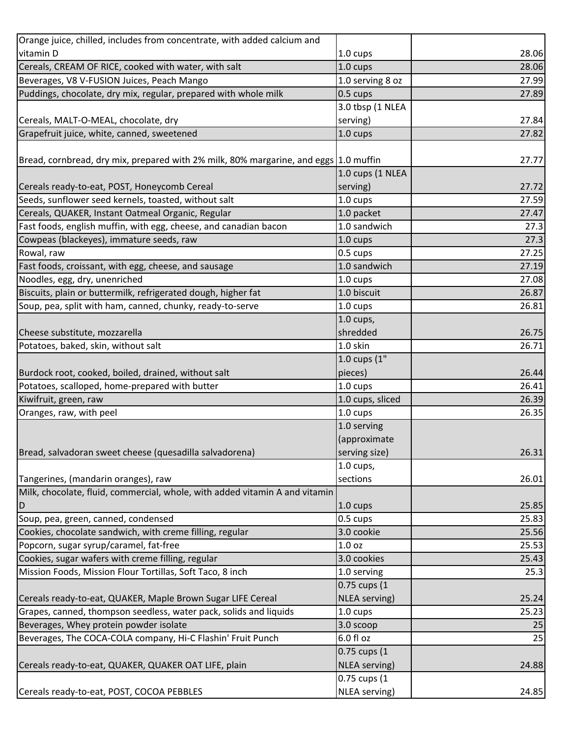| | | |
|---|---|---|
| Orange juice, chilled, includes from concentrate, with added calcium and vitamin D | 1.0 cups | 28.06 |
| Cereals, CREAM OF RICE, cooked with water, with salt | 1.0 cups | 28.06 |
| Beverages, V8 V-FUSION Juices, Peach Mango | 1.0 serving 8 oz | 27.99 |
| Puddings, chocolate, dry mix, regular, prepared with whole milk | 0.5 cups | 27.89 |
| Cereals, MALT-O-MEAL, chocolate, dry | 3.0 tbsp (1 NLEA serving) | 27.84 |
| Grapefruit juice, white, canned, sweetened | 1.0 cups | 27.82 |
| Bread, cornbread, dry mix, prepared with 2% milk, 80% margarine, and eggs | 1.0 muffin | 27.77 |
| Cereals ready-to-eat, POST, Honeycomb Cereal | 1.0 cups (1 NLEA serving) | 27.72 |
| Seeds, sunflower seed kernels, toasted, without salt | 1.0 cups | 27.59 |
| Cereals, QUAKER, Instant Oatmeal Organic, Regular | 1.0 packet | 27.47 |
| Fast foods, english muffin, with egg, cheese, and canadian bacon | 1.0 sandwich | 27.3 |
| Cowpeas (blackeyes), immature seeds, raw | 1.0 cups | 27.3 |
| Rowal, raw | 0.5 cups | 27.25 |
| Fast foods, croissant, with egg, cheese, and sausage | 1.0 sandwich | 27.19 |
| Noodles, egg, dry, unenriched | 1.0 cups | 27.08 |
| Biscuits, plain or buttermilk, refrigerated dough, higher fat | 1.0 biscuit | 26.87 |
| Soup, pea, split with ham, canned, chunky, ready-to-serve | 1.0 cups | 26.81 |
| Cheese substitute, mozzarella | 1.0 cups, shredded | 26.75 |
| Potatoes, baked, skin, without salt | 1.0 skin | 26.71 |
| Burdock root, cooked, boiled, drained, without salt | 1.0 cups (1" pieces) | 26.44 |
| Potatoes, scalloped, home-prepared with butter | 1.0 cups | 26.41 |
| Kiwifruit, green, raw | 1.0 cups, sliced | 26.39 |
| Oranges, raw, with peel | 1.0 cups | 26.35 |
| Bread, salvadoran sweet cheese (quesadilla salvadorena) | 1.0 serving (approximate serving size) | 26.31 |
| Tangerines, (mandarin oranges), raw | 1.0 cups, sections | 26.01 |
| Milk, chocolate, fluid, commercial, whole, with added vitamin A and vitamin D | 1.0 cups | 25.85 |
| Soup, pea, green, canned, condensed | 0.5 cups | 25.83 |
| Cookies, chocolate sandwich, with creme filling, regular | 3.0 cookie | 25.56 |
| Popcorn, sugar syrup/caramel, fat-free | 1.0 oz | 25.53 |
| Cookies, sugar wafers with creme filling, regular | 3.0 cookies | 25.43 |
| Mission Foods, Mission Flour Tortillas, Soft Taco, 8 inch | 1.0 serving | 25.3 |
| Cereals ready-to-eat, QUAKER, Maple Brown Sugar LIFE Cereal | 0.75 cups (1 NLEA serving) | 25.24 |
| Grapes, canned, thompson seedless, water pack, solids and liquids | 1.0 cups | 25.23 |
| Beverages, Whey protein powder isolate | 3.0 scoop | 25 |
| Beverages, The COCA-COLA company, Hi-C Flashin' Fruit Punch | 6.0 fl oz | 25 |
| Cereals ready-to-eat, QUAKER, QUAKER OAT LIFE, plain | 0.75 cups (1 NLEA serving) | 24.88 |
| Cereals ready-to-eat, POST, COCOA PEBBLES | 0.75 cups (1 NLEA serving) | 24.85 |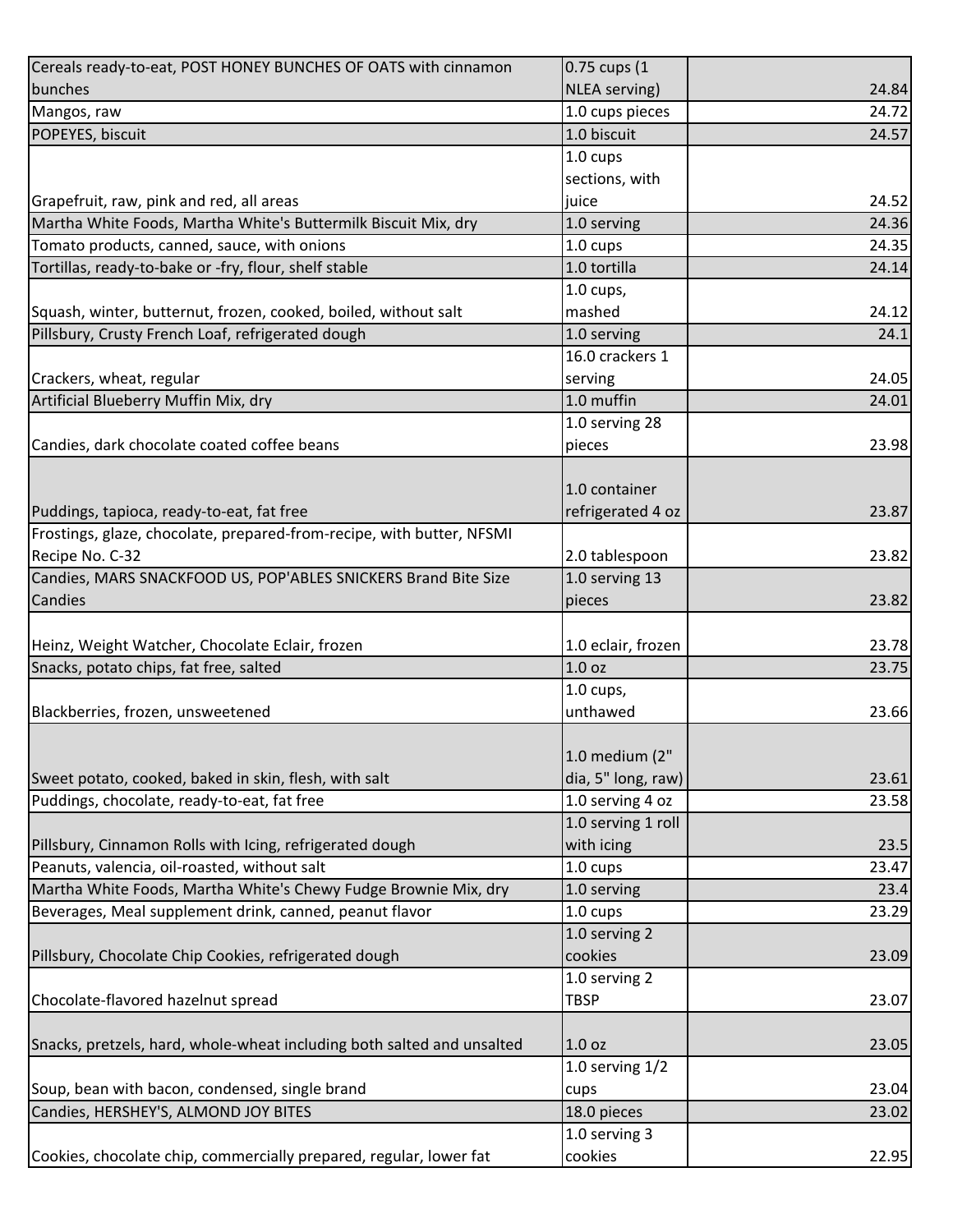| | | |
|---|---|---|
| Cereals ready-to-eat, POST HONEY BUNCHES OF OATS with cinnamon bunches | 0.75 cups (1 NLEA serving) | 24.84 |
| Mangos, raw | 1.0 cups pieces | 24.72 |
| POPEYES, biscuit | 1.0 biscuit | 24.57 |
| Grapefruit, raw, pink and red, all areas | 1.0 cups sections, with juice | 24.52 |
| Martha White Foods, Martha White's Buttermilk Biscuit Mix, dry | 1.0 serving | 24.36 |
| Tomato products, canned, sauce, with onions | 1.0 cups | 24.35 |
| Tortillas, ready-to-bake or -fry, flour, shelf stable | 1.0 tortilla | 24.14 |
| Squash, winter, butternut, frozen, cooked, boiled, without salt | 1.0 cups, mashed | 24.12 |
| Pillsbury, Crusty French Loaf, refrigerated dough | 1.0 serving | 24.1 |
| Crackers, wheat, regular | 16.0 crackers 1 serving | 24.05 |
| Artificial Blueberry Muffin Mix, dry | 1.0 muffin | 24.01 |
| Candies, dark chocolate coated coffee beans | 1.0 serving 28 pieces | 23.98 |
| Puddings, tapioca, ready-to-eat, fat free | 1.0 container refrigerated 4 oz | 23.87 |
| Frostings, glaze, chocolate, prepared-from-recipe, with butter, NFSMI Recipe No. C-32 | 2.0 tablespoon | 23.82 |
| Candies, MARS SNACKFOOD US, POP'ABLES SNICKERS Brand Bite Size Candies | 1.0 serving 13 pieces | 23.82 |
| Heinz, Weight Watcher, Chocolate Eclair, frozen | 1.0 eclair, frozen | 23.78 |
| Snacks, potato chips, fat free, salted | 1.0 oz | 23.75 |
| Blackberries, frozen, unsweetened | 1.0 cups, unthawed | 23.66 |
| Sweet potato, cooked, baked in skin, flesh, with salt | 1.0 medium (2" dia, 5" long, raw) | 23.61 |
| Puddings, chocolate, ready-to-eat, fat free | 1.0 serving 4 oz | 23.58 |
| Pillsbury, Cinnamon Rolls with Icing, refrigerated dough | 1.0 serving 1 roll with icing | 23.5 |
| Peanuts, valencia, oil-roasted, without salt | 1.0 cups | 23.47 |
| Martha White Foods, Martha White's Chewy Fudge Brownie Mix, dry | 1.0 serving | 23.4 |
| Beverages, Meal supplement drink, canned, peanut flavor | 1.0 cups | 23.29 |
| Pillsbury, Chocolate Chip Cookies, refrigerated dough | 1.0 serving 2 cookies | 23.09 |
| Chocolate-flavored hazelnut spread | 1.0 serving 2 TBSP | 23.07 |
| Snacks, pretzels, hard, whole-wheat including both salted and unsalted | 1.0 oz | 23.05 |
| Soup, bean with bacon, condensed, single brand | 1.0 serving 1/2 cups | 23.04 |
| Candies, HERSHEY'S, ALMOND JOY BITES | 18.0 pieces | 23.02 |
| Cookies, chocolate chip, commercially prepared, regular, lower fat | 1.0 serving 3 cookies | 22.95 |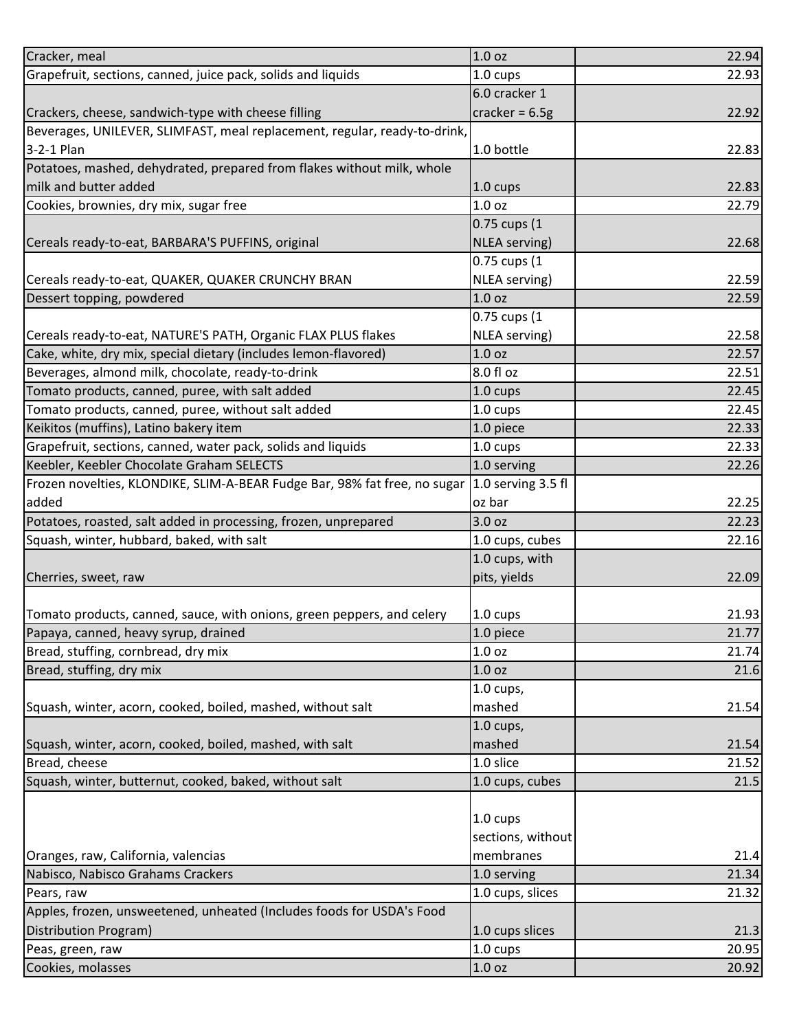| | | |
|---|---|---|
| Cracker, meal | 1.0 oz | 22.94 |
| Grapefruit, sections, canned, juice pack, solids and liquids | 1.0 cups | 22.93 |
| Crackers, cheese, sandwich-type with cheese filling | 6.0 cracker 1 cracker = 6.5g | 22.92 |
| Beverages, UNILEVER, SLIMFAST, meal replacement, regular, ready-to-drink, 3-2-1 Plan | 1.0 bottle | 22.83 |
| Potatoes, mashed, dehydrated, prepared from flakes without milk, whole milk and butter added | 1.0 cups | 22.83 |
| Cookies, brownies, dry mix, sugar free | 1.0 oz | 22.79 |
| Cereals ready-to-eat, BARBARA'S PUFFINS, original | 0.75 cups (1 NLEA serving) | 22.68 |
| Cereals ready-to-eat, QUAKER, QUAKER CRUNCHY BRAN | 0.75 cups (1 NLEA serving) | 22.59 |
| Dessert topping, powdered | 1.0 oz | 22.59 |
| Cereals ready-to-eat, NATURE'S PATH, Organic FLAX PLUS flakes | 0.75 cups (1 NLEA serving) | 22.58 |
| Cake, white, dry mix, special dietary (includes lemon-flavored) | 1.0 oz | 22.57 |
| Beverages, almond milk, chocolate, ready-to-drink | 8.0 fl oz | 22.51 |
| Tomato products, canned, puree, with salt added | 1.0 cups | 22.45 |
| Tomato products, canned, puree, without salt added | 1.0 cups | 22.45 |
| Keikitos (muffins), Latino bakery item | 1.0 piece | 22.33 |
| Grapefruit, sections, canned, water pack, solids and liquids | 1.0 cups | 22.33 |
| Keebler, Keebler Chocolate Graham SELECTS | 1.0 serving | 22.26 |
| Frozen novelties, KLONDIKE, SLIM-A-BEAR Fudge Bar, 98% fat free, no sugar added | 1.0 serving 3.5 fl oz bar | 22.25 |
| Potatoes, roasted, salt added in processing, frozen, unprepared | 3.0 oz | 22.23 |
| Squash, winter, hubbard, baked, with salt | 1.0 cups, cubes | 22.16 |
| Cherries, sweet, raw | 1.0 cups, with pits, yields | 22.09 |
| Tomato products, canned, sauce, with onions, green peppers, and celery | 1.0 cups | 21.93 |
| Papaya, canned, heavy syrup, drained | 1.0 piece | 21.77 |
| Bread, stuffing, cornbread, dry mix | 1.0 oz | 21.74 |
| Bread, stuffing, dry mix | 1.0 oz | 21.6 |
| Squash, winter, acorn, cooked, boiled, mashed, without salt | 1.0 cups, mashed | 21.54 |
| Squash, winter, acorn, cooked, boiled, mashed, with salt | 1.0 cups, mashed | 21.54 |
| Bread, cheese | 1.0 slice | 21.52 |
| Squash, winter, butternut, cooked, baked, without salt | 1.0 cups, cubes | 21.5 |
| Oranges, raw, California, valencias | 1.0 cups sections, without membranes | 21.4 |
| Nabisco, Nabisco Grahams Crackers | 1.0 serving | 21.34 |
| Pears, raw | 1.0 cups, slices | 21.32 |
| Apples, frozen, unsweetened, unheated (Includes foods for USDA's Food Distribution Program) | 1.0 cups slices | 21.3 |
| Peas, green, raw | 1.0 cups | 20.95 |
| Cookies, molasses | 1.0 oz | 20.92 |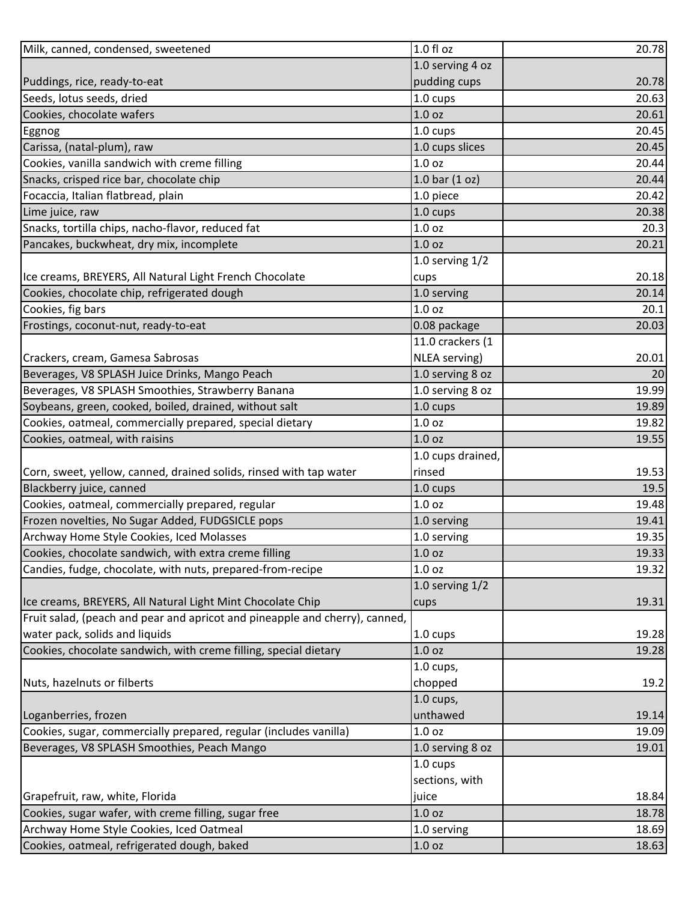| | | |
|---|---|---|
| Milk, canned, condensed, sweetened | 1.0 fl oz | 20.78 |
| Puddings, rice, ready-to-eat | 1.0 serving 4 oz pudding cups | 20.78 |
| Seeds, lotus seeds, dried | 1.0 cups | 20.63 |
| Cookies, chocolate wafers | 1.0 oz | 20.61 |
| Eggnog | 1.0 cups | 20.45 |
| Carissa, (natal-plum), raw | 1.0 cups slices | 20.45 |
| Cookies, vanilla sandwich with creme filling | 1.0 oz | 20.44 |
| Snacks, crisped rice bar, chocolate chip | 1.0 bar (1 oz) | 20.44 |
| Focaccia, Italian flatbread, plain | 1.0 piece | 20.42 |
| Lime juice, raw | 1.0 cups | 20.38 |
| Snacks, tortilla chips, nacho-flavor, reduced fat | 1.0 oz | 20.3 |
| Pancakes, buckwheat, dry mix, incomplete | 1.0 oz | 20.21 |
| Ice creams, BREYERS, All Natural Light French Chocolate | 1.0 serving 1/2 cups | 20.18 |
| Cookies, chocolate chip, refrigerated dough | 1.0 serving | 20.14 |
| Cookies, fig bars | 1.0 oz | 20.1 |
| Frostings, coconut-nut, ready-to-eat | 0.08 package | 20.03 |
| Crackers, cream, Gamesa Sabrosas | 11.0 crackers (1 NLEA serving) | 20.01 |
| Beverages, V8 SPLASH Juice Drinks, Mango Peach | 1.0 serving 8 oz | 20 |
| Beverages, V8 SPLASH Smoothies, Strawberry Banana | 1.0 serving 8 oz | 19.99 |
| Soybeans, green, cooked, boiled, drained, without salt | 1.0 cups | 19.89 |
| Cookies, oatmeal, commercially prepared, special dietary | 1.0 oz | 19.82 |
| Cookies, oatmeal, with raisins | 1.0 oz | 19.55 |
| Corn, sweet, yellow, canned, drained solids, rinsed with tap water | 1.0 cups drained, rinsed | 19.53 |
| Blackberry juice, canned | 1.0 cups | 19.5 |
| Cookies, oatmeal, commercially prepared, regular | 1.0 oz | 19.48 |
| Frozen novelties, No Sugar Added, FUDGSICLE pops | 1.0 serving | 19.41 |
| Archway Home Style Cookies, Iced Molasses | 1.0 serving | 19.35 |
| Cookies, chocolate sandwich, with extra creme filling | 1.0 oz | 19.33 |
| Candies, fudge, chocolate, with nuts, prepared-from-recipe | 1.0 oz | 19.32 |
| Ice creams, BREYERS, All Natural Light Mint Chocolate Chip | 1.0 serving 1/2 cups | 19.31 |
| Fruit salad, (peach and pear and apricot and pineapple and cherry), canned, water pack, solids and liquids | 1.0 cups | 19.28 |
| Cookies, chocolate sandwich, with creme filling, special dietary | 1.0 oz | 19.28 |
| Nuts, hazelnuts or filberts | 1.0 cups, chopped | 19.2 |
| Loganberries, frozen | 1.0 cups, unthawed | 19.14 |
| Cookies, sugar, commercially prepared, regular (includes vanilla) | 1.0 oz | 19.09 |
| Beverages, V8 SPLASH Smoothies, Peach Mango | 1.0 serving 8 oz | 19.01 |
| Grapefruit, raw, white, Florida | 1.0 cups sections, with juice | 18.84 |
| Cookies, sugar wafer, with creme filling, sugar free | 1.0 oz | 18.78 |
| Archway Home Style Cookies, Iced Oatmeal | 1.0 serving | 18.69 |
| Cookies, oatmeal, refrigerated dough, baked | 1.0 oz | 18.63 |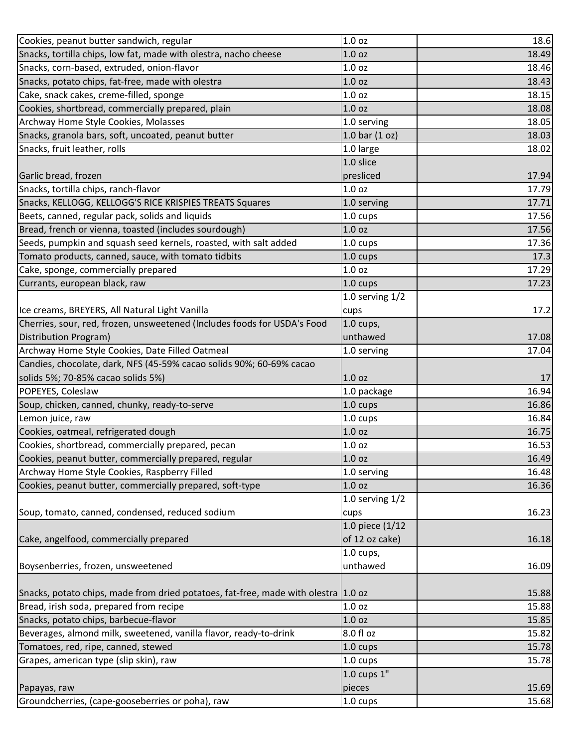| | | |
|---|---|---|
| Cookies, peanut butter sandwich, regular | 1.0 oz | 18.6 |
| Snacks, tortilla chips, low fat, made with olestra, nacho cheese | 1.0 oz | 18.49 |
| Snacks, corn-based, extruded, onion-flavor | 1.0 oz | 18.46 |
| Snacks, potato chips, fat-free, made with olestra | 1.0 oz | 18.43 |
| Cake, snack cakes, creme-filled, sponge | 1.0 oz | 18.15 |
| Cookies, shortbread, commercially prepared, plain | 1.0 oz | 18.08 |
| Archway Home Style Cookies, Molasses | 1.0 serving | 18.05 |
| Snacks, granola bars, soft, uncoated, peanut butter | 1.0 bar (1 oz) | 18.03 |
| Snacks, fruit leather, rolls | 1.0 large | 18.02 |
| Garlic bread, frozen | 1.0 slice presliced | 17.94 |
| Snacks, tortilla chips, ranch-flavor | 1.0 oz | 17.79 |
| Snacks, KELLOGG, KELLOGG'S RICE KRISPIES TREATS Squares | 1.0 serving | 17.71 |
| Beets, canned, regular pack, solids and liquids | 1.0 cups | 17.56 |
| Bread, french or vienna, toasted (includes sourdough) | 1.0 oz | 17.56 |
| Seeds, pumpkin and squash seed kernels, roasted, with salt added | 1.0 cups | 17.36 |
| Tomato products, canned, sauce, with tomato tidbits | 1.0 cups | 17.3 |
| Cake, sponge, commercially prepared | 1.0 oz | 17.29 |
| Currants, european black, raw | 1.0 cups | 17.23 |
| Ice creams, BREYERS, All Natural Light Vanilla | 1.0 serving 1/2 cups | 17.2 |
| Cherries, sour, red, frozen, unsweetened (Includes foods for USDA's Food Distribution Program) | 1.0 cups, unthawed | 17.08 |
| Archway Home Style Cookies, Date Filled Oatmeal | 1.0 serving | 17.04 |
| Candies, chocolate, dark, NFS (45-59% cacao solids 90%; 60-69% cacao solids 5%; 70-85% cacao solids 5%) | 1.0 oz | 17 |
| POPEYES, Coleslaw | 1.0 package | 16.94 |
| Soup, chicken, canned, chunky, ready-to-serve | 1.0 cups | 16.86 |
| Lemon juice, raw | 1.0 cups | 16.84 |
| Cookies, oatmeal, refrigerated dough | 1.0 oz | 16.75 |
| Cookies, shortbread, commercially prepared, pecan | 1.0 oz | 16.53 |
| Cookies, peanut butter, commercially prepared, regular | 1.0 oz | 16.49 |
| Archway Home Style Cookies, Raspberry Filled | 1.0 serving | 16.48 |
| Cookies, peanut butter, commercially prepared, soft-type | 1.0 oz | 16.36 |
| Soup, tomato, canned, condensed, reduced sodium | 1.0 serving 1/2 cups | 16.23 |
| Cake, angelfood, commercially prepared | 1.0 piece (1/12 of 12 oz cake) | 16.18 |
| Boysenberries, frozen, unsweetened | 1.0 cups, unthawed | 16.09 |
| Snacks, potato chips, made from dried potatoes, fat-free, made with olestra | 1.0 oz | 15.88 |
| Bread, irish soda, prepared from recipe | 1.0 oz | 15.88 |
| Snacks, potato chips, barbecue-flavor | 1.0 oz | 15.85 |
| Beverages, almond milk, sweetened, vanilla flavor, ready-to-drink | 8.0 fl oz | 15.82 |
| Tomatoes, red, ripe, canned, stewed | 1.0 cups | 15.78 |
| Grapes, american type (slip skin), raw | 1.0 cups | 15.78 |
| Papayas, raw | 1.0 cups 1" pieces | 15.69 |
| Groundcherries, (cape-gooseberries or poha), raw | 1.0 cups | 15.68 |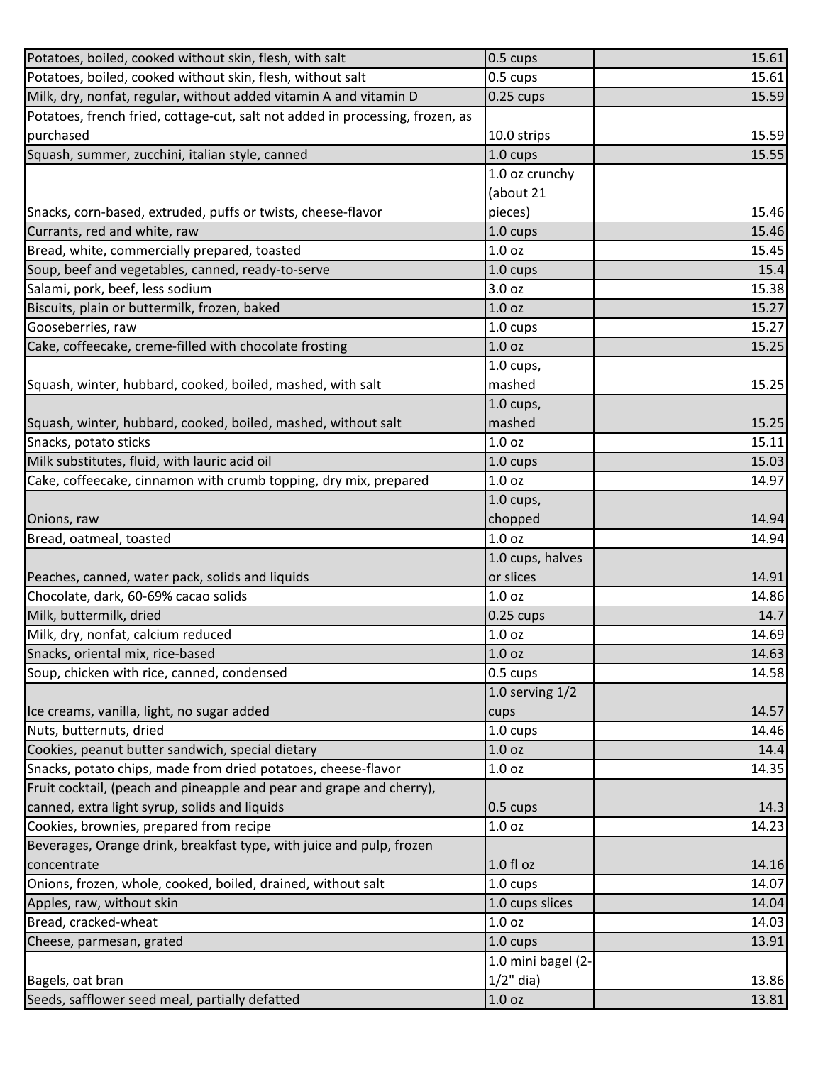| | | |
|---|---|---|
| Potatoes, boiled, cooked without skin, flesh, with salt | 0.5 cups | 15.61 |
| Potatoes, boiled, cooked without skin, flesh, without salt | 0.5 cups | 15.61 |
| Milk, dry, nonfat, regular, without added vitamin A and vitamin D | 0.25 cups | 15.59 |
| Potatoes, french fried, cottage-cut, salt not added in processing, frozen, as purchased | 10.0 strips | 15.59 |
| Squash, summer, zucchini, italian style, canned | 1.0 cups | 15.55 |
| Snacks, corn-based, extruded, puffs or twists, cheese-flavor | 1.0 oz crunchy (about 21 pieces) | 15.46 |
| Currants, red and white, raw | 1.0 cups | 15.46 |
| Bread, white, commercially prepared, toasted | 1.0 oz | 15.45 |
| Soup, beef and vegetables, canned, ready-to-serve | 1.0 cups | 15.4 |
| Salami, pork, beef, less sodium | 3.0 oz | 15.38 |
| Biscuits, plain or buttermilk, frozen, baked | 1.0 oz | 15.27 |
| Gooseberries, raw | 1.0 cups | 15.27 |
| Cake, coffeecake, creme-filled with chocolate frosting | 1.0 oz | 15.25 |
| Squash, winter, hubbard, cooked, boiled, mashed, with salt | 1.0 cups, mashed | 15.25 |
| Squash, winter, hubbard, cooked, boiled, mashed, without salt | 1.0 cups, mashed | 15.25 |
| Snacks, potato sticks | 1.0 oz | 15.11 |
| Milk substitutes, fluid, with lauric acid oil | 1.0 cups | 15.03 |
| Cake, coffeecake, cinnamon with crumb topping, dry mix, prepared | 1.0 oz | 14.97 |
| Onions, raw | 1.0 cups, chopped | 14.94 |
| Bread, oatmeal, toasted | 1.0 oz | 14.94 |
| Peaches, canned, water pack, solids and liquids | 1.0 cups, halves or slices | 14.91 |
| Chocolate, dark, 60-69% cacao solids | 1.0 oz | 14.86 |
| Milk, buttermilk, dried | 0.25 cups | 14.7 |
| Milk, dry, nonfat, calcium reduced | 1.0 oz | 14.69 |
| Snacks, oriental mix, rice-based | 1.0 oz | 14.63 |
| Soup, chicken with rice, canned, condensed | 0.5 cups | 14.58 |
| Ice creams, vanilla, light, no sugar added | 1.0 serving 1/2 cups | 14.57 |
| Nuts, butternuts, dried | 1.0 cups | 14.46 |
| Cookies, peanut butter sandwich, special dietary | 1.0 oz | 14.4 |
| Snacks, potato chips, made from dried potatoes, cheese-flavor | 1.0 oz | 14.35 |
| Fruit cocktail, (peach and pineapple and pear and grape and cherry), canned, extra light syrup, solids and liquids | 0.5 cups | 14.3 |
| Cookies, brownies, prepared from recipe | 1.0 oz | 14.23 |
| Beverages, Orange drink, breakfast type, with juice and pulp, frozen concentrate | 1.0 fl oz | 14.16 |
| Onions, frozen, whole, cooked, boiled, drained, without salt | 1.0 cups | 14.07 |
| Apples, raw, without skin | 1.0 cups slices | 14.04 |
| Bread, cracked-wheat | 1.0 oz | 14.03 |
| Cheese, parmesan, grated | 1.0 cups | 13.91 |
| Bagels, oat bran | 1.0 mini bagel (2-1/2" dia) | 13.86 |
| Seeds, safflower seed meal, partially defatted | 1.0 oz | 13.81 |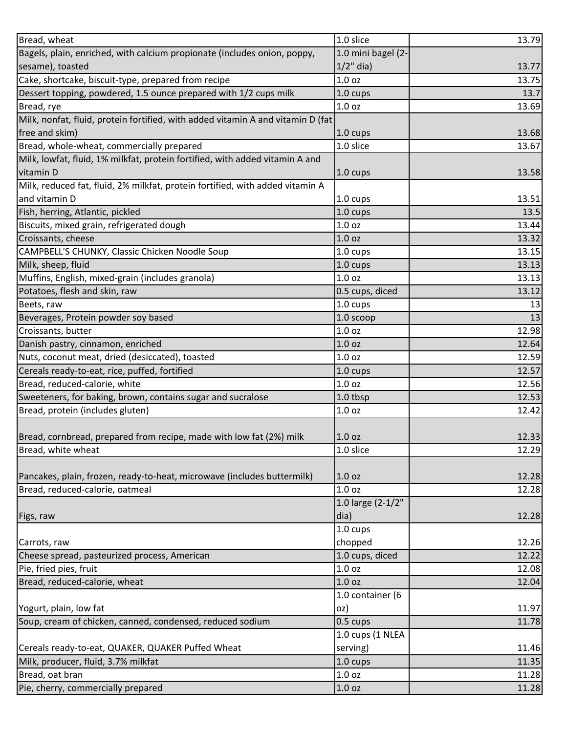| | | |
|---|---|---|
| Bread, wheat | 1.0 slice | 13.79 |
| Bagels, plain, enriched, with calcium propionate (includes onion, poppy, sesame), toasted | 1.0 mini bagel (2-1/2" dia) | 13.77 |
| Cake, shortcake, biscuit-type, prepared from recipe | 1.0 oz | 13.75 |
| Dessert topping, powdered, 1.5 ounce prepared with 1/2 cups milk | 1.0 cups | 13.7 |
| Bread, rye | 1.0 oz | 13.69 |
| Milk, nonfat, fluid, protein fortified, with added vitamin A and vitamin D (fat free and skim) | 1.0 cups | 13.68 |
| Bread, whole-wheat, commercially prepared | 1.0 slice | 13.67 |
| Milk, lowfat, fluid, 1% milkfat, protein fortified, with added vitamin A and vitamin D | 1.0 cups | 13.58 |
| Milk, reduced fat, fluid, 2% milkfat, protein fortified, with added vitamin A and vitamin D | 1.0 cups | 13.51 |
| Fish, herring, Atlantic, pickled | 1.0 cups | 13.5 |
| Biscuits, mixed grain, refrigerated dough | 1.0 oz | 13.44 |
| Croissants, cheese | 1.0 oz | 13.32 |
| CAMPBELL'S CHUNKY, Classic Chicken Noodle Soup | 1.0 cups | 13.15 |
| Milk, sheep, fluid | 1.0 cups | 13.13 |
| Muffins, English, mixed-grain (includes granola) | 1.0 oz | 13.13 |
| Potatoes, flesh and skin, raw | 0.5 cups, diced | 13.12 |
| Beets, raw | 1.0 cups | 13 |
| Beverages, Protein powder soy based | 1.0 scoop | 13 |
| Croissants, butter | 1.0 oz | 12.98 |
| Danish pastry, cinnamon, enriched | 1.0 oz | 12.64 |
| Nuts, coconut meat, dried (desiccated), toasted | 1.0 oz | 12.59 |
| Cereals ready-to-eat, rice, puffed, fortified | 1.0 cups | 12.57 |
| Bread, reduced-calorie, white | 1.0 oz | 12.56 |
| Sweeteners, for baking, brown, contains sugar and sucralose | 1.0 tbsp | 12.53 |
| Bread, protein (includes gluten) | 1.0 oz | 12.42 |
| Bread, cornbread, prepared from recipe, made with low fat (2%) milk | 1.0 oz | 12.33 |
| Bread, white wheat | 1.0 slice | 12.29 |
| Pancakes, plain, frozen, ready-to-heat, microwave (includes buttermilk) | 1.0 oz | 12.28 |
| Bread, reduced-calorie, oatmeal | 1.0 oz | 12.28 |
| Figs, raw | 1.0 large (2-1/2" dia) | 12.28 |
| Carrots, raw | 1.0 cups chopped | 12.26 |
| Cheese spread, pasteurized process, American | 1.0 cups, diced | 12.22 |
| Pie, fried pies, fruit | 1.0 oz | 12.08 |
| Bread, reduced-calorie, wheat | 1.0 oz | 12.04 |
| Yogurt, plain, low fat | 1.0 container (6 oz) | 11.97 |
| Soup, cream of chicken, canned, condensed, reduced sodium | 0.5 cups | 11.78 |
| Cereals ready-to-eat, QUAKER, QUAKER Puffed Wheat | 1.0 cups (1 NLEA serving) | 11.46 |
| Milk, producer, fluid, 3.7% milkfat | 1.0 cups | 11.35 |
| Bread, oat bran | 1.0 oz | 11.28 |
| Pie, cherry, commercially prepared | 1.0 oz | 11.28 |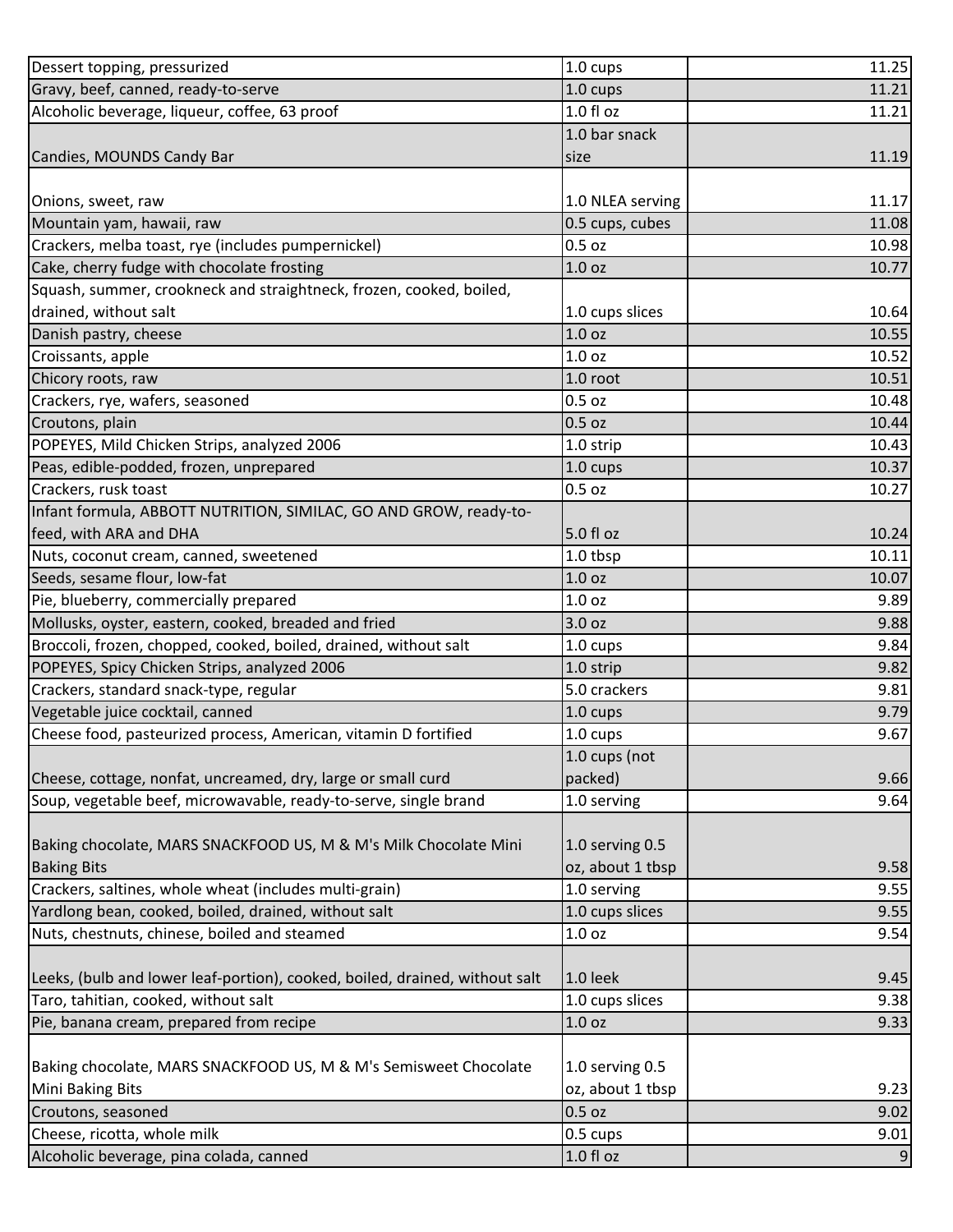| | | |
|---|---|---|
| Dessert topping, pressurized | 1.0 cups | 11.25 |
| Gravy, beef, canned, ready-to-serve | 1.0 cups | 11.21 |
| Alcoholic beverage, liqueur, coffee, 63 proof | 1.0 fl oz | 11.21 |
| Candies, MOUNDS Candy Bar | 1.0 bar snack size | 11.19 |
| Onions, sweet, raw | 1.0 NLEA serving | 11.17 |
| Mountain yam, hawaii, raw | 0.5 cups, cubes | 11.08 |
| Crackers, melba toast, rye (includes pumpernickel) | 0.5 oz | 10.98 |
| Cake, cherry fudge with chocolate frosting | 1.0 oz | 10.77 |
| Squash, summer, crookneck and straightneck, frozen, cooked, boiled, drained, without salt | 1.0 cups slices | 10.64 |
| Danish pastry, cheese | 1.0 oz | 10.55 |
| Croissants, apple | 1.0 oz | 10.52 |
| Chicory roots, raw | 1.0 root | 10.51 |
| Crackers, rye, wafers, seasoned | 0.5 oz | 10.48 |
| Croutons, plain | 0.5 oz | 10.44 |
| POPEYES, Mild Chicken Strips, analyzed 2006 | 1.0 strip | 10.43 |
| Peas, edible-podded, frozen, unprepared | 1.0 cups | 10.37 |
| Crackers, rusk toast | 0.5 oz | 10.27 |
| Infant formula, ABBOTT NUTRITION, SIMILAC, GO AND GROW, ready-to-feed, with ARA and DHA | 5.0 fl oz | 10.24 |
| Nuts, coconut cream, canned, sweetened | 1.0 tbsp | 10.11 |
| Seeds, sesame flour, low-fat | 1.0 oz | 10.07 |
| Pie, blueberry, commercially prepared | 1.0 oz | 9.89 |
| Mollusks, oyster, eastern, cooked, breaded and fried | 3.0 oz | 9.88 |
| Broccoli, frozen, chopped, cooked, boiled, drained, without salt | 1.0 cups | 9.84 |
| POPEYES, Spicy Chicken Strips, analyzed 2006 | 1.0 strip | 9.82 |
| Crackers, standard snack-type, regular | 5.0 crackers | 9.81 |
| Vegetable juice cocktail, canned | 1.0 cups | 9.79 |
| Cheese food, pasteurized process, American, vitamin D fortified | 1.0 cups | 9.67 |
| Cheese, cottage, nonfat, uncreamed, dry, large or small curd | 1.0 cups (not packed) | 9.66 |
| Soup, vegetable beef, microwavable, ready-to-serve, single brand | 1.0 serving | 9.64 |
| Baking chocolate, MARS SNACKFOOD US, M & M's Milk Chocolate Mini Baking Bits | 1.0 serving 0.5 oz, about 1 tbsp | 9.58 |
| Crackers, saltines, whole wheat (includes multi-grain) | 1.0 serving | 9.55 |
| Yardlong bean, cooked, boiled, drained, without salt | 1.0 cups slices | 9.55 |
| Nuts, chestnuts, chinese, boiled and steamed | 1.0 oz | 9.54 |
| Leeks, (bulb and lower leaf-portion), cooked, boiled, drained, without salt | 1.0 leek | 9.45 |
| Taro, tahitian, cooked, without salt | 1.0 cups slices | 9.38 |
| Pie, banana cream, prepared from recipe | 1.0 oz | 9.33 |
| Baking chocolate, MARS SNACKFOOD US, M & M's Semisweet Chocolate Mini Baking Bits | 1.0 serving 0.5 oz, about 1 tbsp | 9.23 |
| Croutons, seasoned | 0.5 oz | 9.02 |
| Cheese, ricotta, whole milk | 0.5 cups | 9.01 |
| Alcoholic beverage, pina colada, canned | 1.0 fl oz | 9 |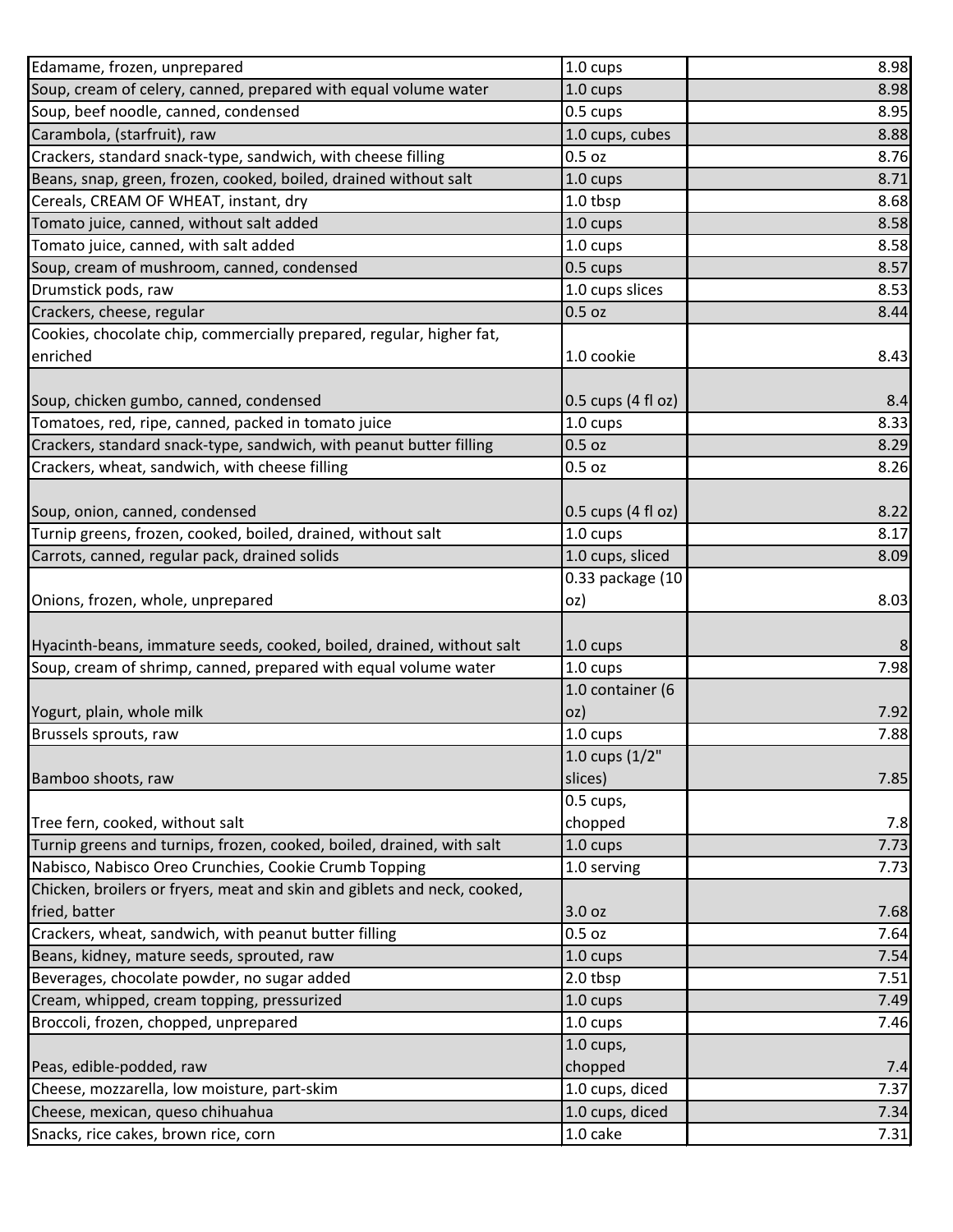| | | |
|---|---|---|
| Edamame, frozen, unprepared | 1.0 cups | 8.98 |
| Soup, cream of celery, canned, prepared with equal volume water | 1.0 cups | 8.98 |
| Soup, beef noodle, canned, condensed | 0.5 cups | 8.95 |
| Carambola, (starfruit), raw | 1.0 cups, cubes | 8.88 |
| Crackers, standard snack-type, sandwich, with cheese filling | 0.5 oz | 8.76 |
| Beans, snap, green, frozen, cooked, boiled, drained without salt | 1.0 cups | 8.71 |
| Cereals, CREAM OF WHEAT, instant, dry | 1.0 tbsp | 8.68 |
| Tomato juice, canned, without salt added | 1.0 cups | 8.58 |
| Tomato juice, canned, with salt added | 1.0 cups | 8.58 |
| Soup, cream of mushroom, canned, condensed | 0.5 cups | 8.57 |
| Drumstick pods, raw | 1.0 cups slices | 8.53 |
| Crackers, cheese, regular | 0.5 oz | 8.44 |
| Cookies, chocolate chip, commercially prepared, regular, higher fat, enriched | 1.0 cookie | 8.43 |
| Soup, chicken gumbo, canned, condensed | 0.5 cups (4 fl oz) | 8.4 |
| Tomatoes, red, ripe, canned, packed in tomato juice | 1.0 cups | 8.33 |
| Crackers, standard snack-type, sandwich, with peanut butter filling | 0.5 oz | 8.29 |
| Crackers, wheat, sandwich, with cheese filling | 0.5 oz | 8.26 |
| Soup, onion, canned, condensed | 0.5 cups (4 fl oz) | 8.22 |
| Turnip greens, frozen, cooked, boiled, drained, without salt | 1.0 cups | 8.17 |
| Carrots, canned, regular pack, drained solids | 1.0 cups, sliced | 8.09 |
| Onions, frozen, whole, unprepared | 0.33 package (10 oz) | 8.03 |
| Hyacinth-beans, immature seeds, cooked, boiled, drained, without salt | 1.0 cups | 8 |
| Soup, cream of shrimp, canned, prepared with equal volume water | 1.0 cups | 7.98 |
| Yogurt, plain, whole milk | 1.0 container (6 oz) | 7.92 |
| Brussels sprouts, raw | 1.0 cups | 7.88 |
| Bamboo shoots, raw | 1.0 cups (1/2" slices) | 7.85 |
| Tree fern, cooked, without salt | 0.5 cups, chopped | 7.8 |
| Turnip greens and turnips, frozen, cooked, boiled, drained, with salt | 1.0 cups | 7.73 |
| Nabisco, Nabisco Oreo Crunchies, Cookie Crumb Topping | 1.0 serving | 7.73 |
| Chicken, broilers or fryers, meat and skin and giblets and neck, cooked, fried, batter | 3.0 oz | 7.68 |
| Crackers, wheat, sandwich, with peanut butter filling | 0.5 oz | 7.64 |
| Beans, kidney, mature seeds, sprouted, raw | 1.0 cups | 7.54 |
| Beverages, chocolate powder, no sugar added | 2.0 tbsp | 7.51 |
| Cream, whipped, cream topping, pressurized | 1.0 cups | 7.49 |
| Broccoli, frozen, chopped, unprepared | 1.0 cups | 7.46 |
| Peas, edible-podded, raw | 1.0 cups, chopped | 7.4 |
| Cheese, mozzarella, low moisture, part-skim | 1.0 cups, diced | 7.37 |
| Cheese, mexican, queso chihuahua | 1.0 cups, diced | 7.34 |
| Snacks, rice cakes, brown rice, corn | 1.0 cake | 7.31 |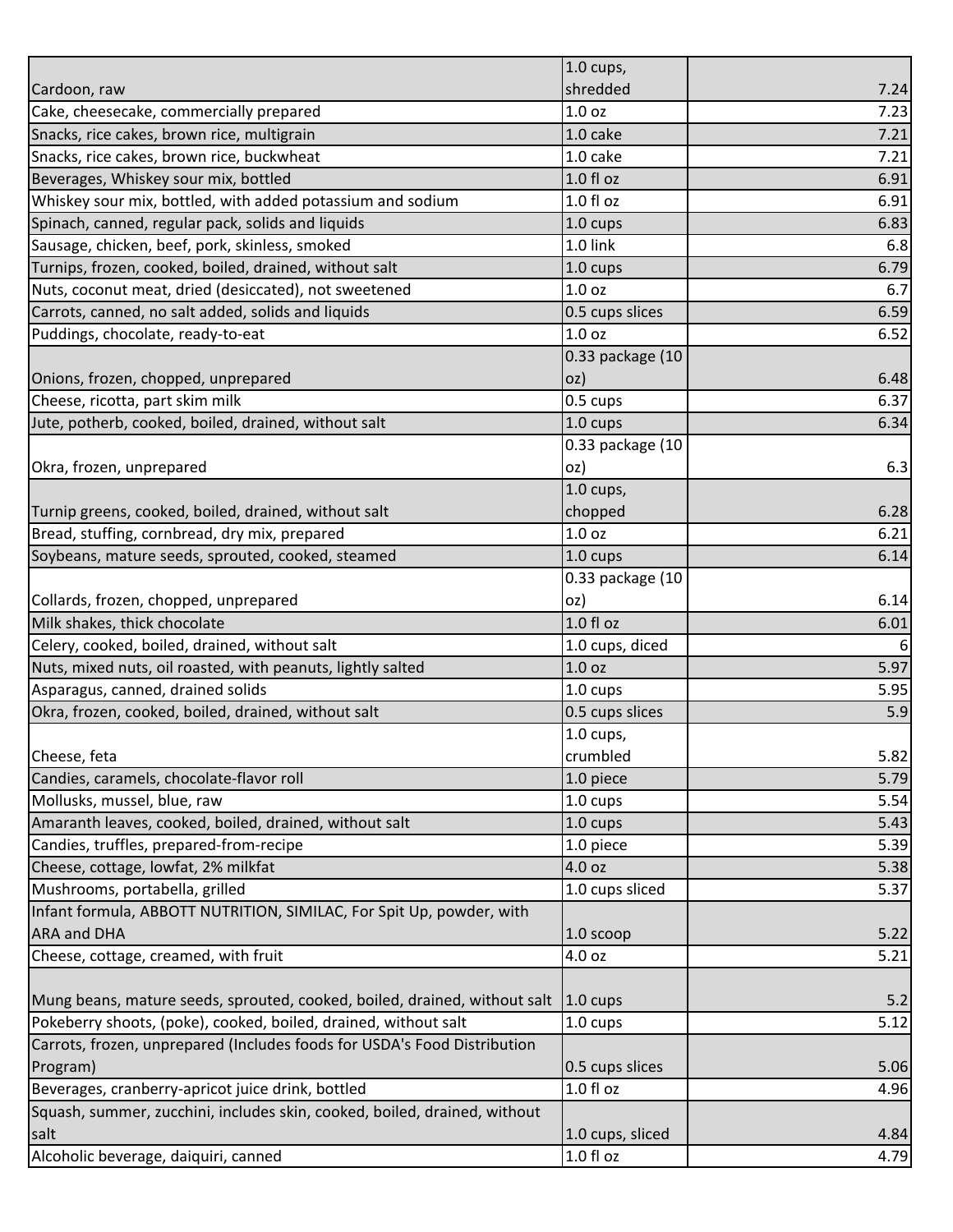| | | |
|---|---|---|
| Cardoon, raw | 1.0 cups, shredded | 7.24 |
| Cake, cheesecake, commercially prepared | 1.0 oz | 7.23 |
| Snacks, rice cakes, brown rice, multigrain | 1.0 cake | 7.21 |
| Snacks, rice cakes, brown rice, buckwheat | 1.0 cake | 7.21 |
| Beverages, Whiskey sour mix, bottled | 1.0 fl oz | 6.91 |
| Whiskey sour mix, bottled, with added potassium and sodium | 1.0 fl oz | 6.91 |
| Spinach, canned, regular pack, solids and liquids | 1.0 cups | 6.83 |
| Sausage, chicken, beef, pork, skinless, smoked | 1.0 link | 6.8 |
| Turnips, frozen, cooked, boiled, drained, without salt | 1.0 cups | 6.79 |
| Nuts, coconut meat, dried (desiccated), not sweetened | 1.0 oz | 6.7 |
| Carrots, canned, no salt added, solids and liquids | 0.5 cups slices | 6.59 |
| Puddings, chocolate, ready-to-eat | 1.0 oz | 6.52 |
| Onions, frozen, chopped, unprepared | 0.33 package (10 oz) | 6.48 |
| Cheese, ricotta, part skim milk | 0.5 cups | 6.37 |
| Jute, potherb, cooked, boiled, drained, without salt | 1.0 cups | 6.34 |
| Okra, frozen, unprepared | 0.33 package (10 oz) | 6.3 |
| Turnip greens, cooked, boiled, drained, without salt | 1.0 cups, chopped | 6.28 |
| Bread, stuffing, cornbread, dry mix, prepared | 1.0 oz | 6.21 |
| Soybeans, mature seeds, sprouted, cooked, steamed | 1.0 cups | 6.14 |
| Collards, frozen, chopped, unprepared | 0.33 package (10 oz) | 6.14 |
| Milk shakes, thick chocolate | 1.0 fl oz | 6.01 |
| Celery, cooked, boiled, drained, without salt | 1.0 cups, diced | 6 |
| Nuts, mixed nuts, oil roasted, with peanuts, lightly salted | 1.0 oz | 5.97 |
| Asparagus, canned, drained solids | 1.0 cups | 5.95 |
| Okra, frozen, cooked, boiled, drained, without salt | 0.5 cups slices | 5.9 |
| Cheese, feta | 1.0 cups, crumbled | 5.82 |
| Candies, caramels, chocolate-flavor roll | 1.0 piece | 5.79 |
| Mollusks, mussel, blue, raw | 1.0 cups | 5.54 |
| Amaranth leaves, cooked, boiled, drained, without salt | 1.0 cups | 5.43 |
| Candies, truffles, prepared-from-recipe | 1.0 piece | 5.39 |
| Cheese, cottage, lowfat, 2% milkfat | 4.0 oz | 5.38 |
| Mushrooms, portabella, grilled | 1.0 cups sliced | 5.37 |
| Infant formula, ABBOTT NUTRITION, SIMILAC, For Spit Up, powder, with ARA and DHA | 1.0 scoop | 5.22 |
| Cheese, cottage, creamed, with fruit | 4.0 oz | 5.21 |
| Mung beans, mature seeds, sprouted, cooked, boiled, drained, without salt | 1.0 cups | 5.2 |
| Pokeberry shoots, (poke), cooked, boiled, drained, without salt | 1.0 cups | 5.12 |
| Carrots, frozen, unprepared (Includes foods for USDA's Food Distribution Program) | 0.5 cups slices | 5.06 |
| Beverages, cranberry-apricot juice drink, bottled | 1.0 fl oz | 4.96 |
| Squash, summer, zucchini, includes skin, cooked, boiled, drained, without salt | 1.0 cups, sliced | 4.84 |
| Alcoholic beverage, daiquiri, canned | 1.0 fl oz | 4.79 |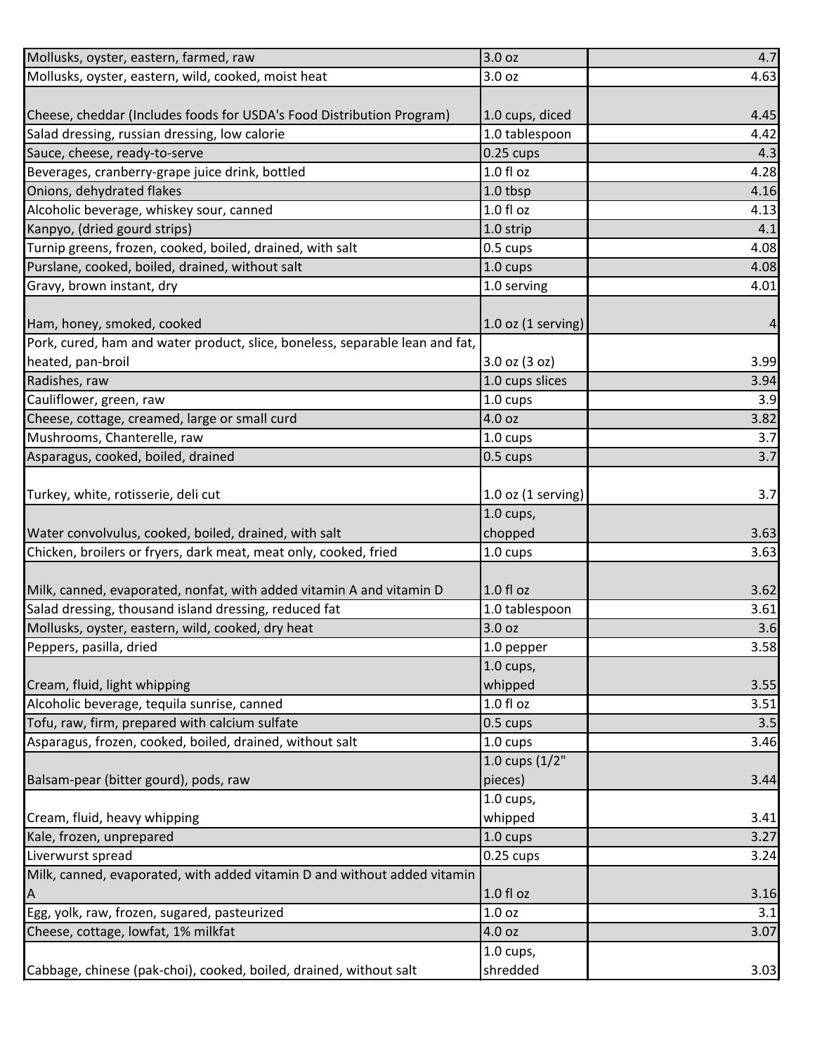| Mollusks, oyster, eastern, farmed, raw | 3.0 oz | 4.7 |
|---|---|---|
| Mollusks, oyster, eastern, wild, cooked, moist heat | 3.0 oz | 4.63 |
| Cheese, cheddar (Includes foods for USDA's Food Distribution Program) | 1.0 cups, diced | 4.45 |
| Salad dressing, russian dressing, low calorie | 1.0 tablespoon | 4.42 |
| Sauce, cheese, ready-to-serve | 0.25 cups | 4.3 |
| Beverages, cranberry-grape juice drink, bottled | 1.0 fl oz | 4.28 |
| Onions, dehydrated flakes | 1.0 tbsp | 4.16 |
| Alcoholic beverage, whiskey sour, canned | 1.0 fl oz | 4.13 |
| Kanpyo, (dried gourd strips) | 1.0 strip | 4.1 |
| Turnip greens, frozen, cooked, boiled, drained, with salt | 0.5 cups | 4.08 |
| Purslane, cooked, boiled, drained, without salt | 1.0 cups | 4.08 |
| Gravy, brown instant, dry | 1.0 serving | 4.01 |
| Ham, honey, smoked, cooked | 1.0 oz (1 serving) | 4 |
| Pork, cured, ham and water product, slice, boneless, separable lean and fat, heated, pan-broil | 3.0 oz (3 oz) | 3.99 |
| Radishes, raw | 1.0 cups slices | 3.94 |
| Cauliflower, green, raw | 1.0 cups | 3.9 |
| Cheese, cottage, creamed, large or small curd | 4.0 oz | 3.82 |
| Mushrooms, Chanterelle, raw | 1.0 cups | 3.7 |
| Asparagus, cooked, boiled, drained | 0.5 cups | 3.7 |
| Turkey, white, rotisserie, deli cut | 1.0 oz (1 serving) | 3.7 |
| Water convolvulus, cooked, boiled, drained, with salt | 1.0 cups, chopped | 3.63 |
| Chicken, broilers or fryers, dark meat, meat only, cooked, fried | 1.0 cups | 3.63 |
| Milk, canned, evaporated, nonfat, with added vitamin A and vitamin D | 1.0 fl oz | 3.62 |
| Salad dressing, thousand island dressing, reduced fat | 1.0 tablespoon | 3.61 |
| Mollusks, oyster, eastern, wild, cooked, dry heat | 3.0 oz | 3.6 |
| Peppers, pasilla, dried | 1.0 pepper | 3.58 |
| Cream, fluid, light whipping | 1.0 cups, whipped | 3.55 |
| Alcoholic beverage, tequila sunrise, canned | 1.0 fl oz | 3.51 |
| Tofu, raw, firm, prepared with calcium sulfate | 0.5 cups | 3.5 |
| Asparagus, frozen, cooked, boiled, drained, without salt | 1.0 cups | 3.46 |
| Balsam-pear (bitter gourd), pods, raw | 1.0 cups (1/2" pieces) | 3.44 |
| Cream, fluid, heavy whipping | 1.0 cups, whipped | 3.41 |
| Kale, frozen, unprepared | 1.0 cups | 3.27 |
| Liverwurst spread | 0.25 cups | 3.24 |
| Milk, canned, evaporated, with added vitamin D and without added vitamin A | 1.0 fl oz | 3.16 |
| Egg, yolk, raw, frozen, sugared, pasteurized | 1.0 oz | 3.1 |
| Cheese, cottage, lowfat, 1% milkfat | 4.0 oz | 3.07 |
| Cabbage, chinese (pak-choi), cooked, boiled, drained, without salt | 1.0 cups, shredded | 3.03 |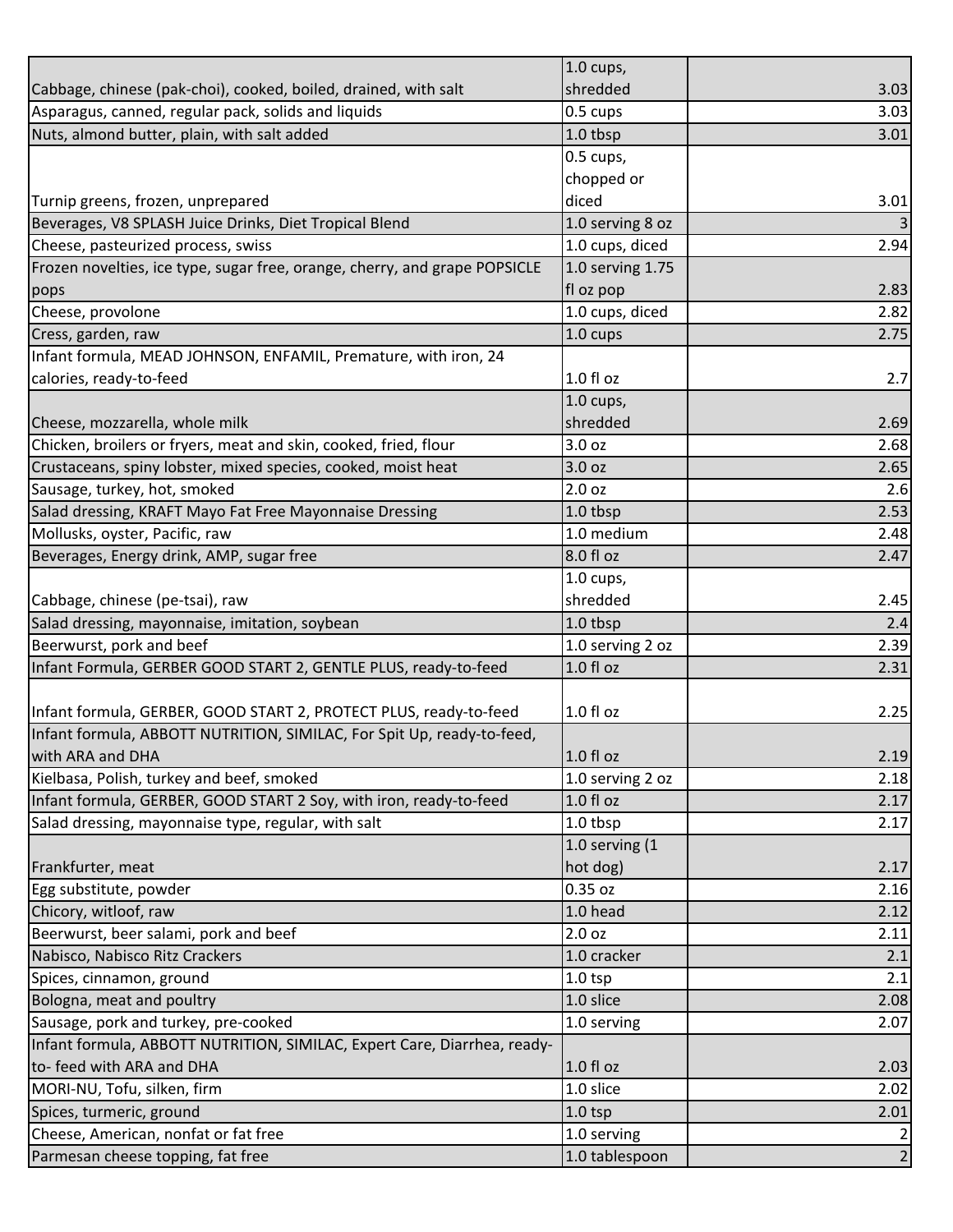| | | |
|---|---|---|
| Cabbage, chinese (pak-choi), cooked, boiled, drained, with salt | 1.0 cups, shredded | 3.03 |
| Asparagus, canned, regular pack, solids and liquids | 0.5 cups | 3.03 |
| Nuts, almond butter, plain, with salt added | 1.0 tbsp | 3.01 |
| Turnip greens, frozen, unprepared | 0.5 cups, chopped or diced | 3.01 |
| Beverages, V8 SPLASH Juice Drinks, Diet Tropical Blend | 1.0 serving 8 oz | 3 |
| Cheese, pasteurized process, swiss | 1.0 cups, diced | 2.94 |
| Frozen novelties, ice type, sugar free, orange, cherry, and grape POPSICLE pops | 1.0 serving 1.75 fl oz pop | 2.83 |
| Cheese, provolone | 1.0 cups, diced | 2.82 |
| Cress, garden, raw | 1.0 cups | 2.75 |
| Infant formula, MEAD JOHNSON, ENFAMIL, Premature, with iron, 24 calories, ready-to-feed | 1.0 fl oz | 2.7 |
| Cheese, mozzarella, whole milk | 1.0 cups, shredded | 2.69 |
| Chicken, broilers or fryers, meat and skin, cooked, fried, flour | 3.0 oz | 2.68 |
| Crustaceans, spiny lobster, mixed species, cooked, moist heat | 3.0 oz | 2.65 |
| Sausage, turkey, hot, smoked | 2.0 oz | 2.6 |
| Salad dressing, KRAFT Mayo Fat Free Mayonnaise Dressing | 1.0 tbsp | 2.53 |
| Mollusks, oyster, Pacific, raw | 1.0 medium | 2.48 |
| Beverages, Energy drink, AMP, sugar free | 8.0 fl oz | 2.47 |
| Cabbage, chinese (pe-tsai), raw | 1.0 cups, shredded | 2.45 |
| Salad dressing, mayonnaise, imitation, soybean | 1.0 tbsp | 2.4 |
| Beerwurst, pork and beef | 1.0 serving 2 oz | 2.39 |
| Infant Formula, GERBER GOOD START 2, GENTLE PLUS, ready-to-feed | 1.0 fl oz | 2.31 |
| Infant formula, GERBER, GOOD START 2, PROTECT PLUS, ready-to-feed | 1.0 fl oz | 2.25 |
| Infant formula, ABBOTT NUTRITION, SIMILAC, For Spit Up, ready-to-feed, with ARA and DHA | 1.0 fl oz | 2.19 |
| Kielbasa, Polish, turkey and beef, smoked | 1.0 serving 2 oz | 2.18 |
| Infant formula, GERBER, GOOD START 2 Soy, with iron, ready-to-feed | 1.0 fl oz | 2.17 |
| Salad dressing, mayonnaise type, regular, with salt | 1.0 tbsp | 2.17 |
| Frankfurter, meat | 1.0 serving (1 hot dog) | 2.17 |
| Egg substitute, powder | 0.35 oz | 2.16 |
| Chicory, witloof, raw | 1.0 head | 2.12 |
| Beerwurst, beer salami, pork and beef | 2.0 oz | 2.11 |
| Nabisco, Nabisco Ritz Crackers | 1.0 cracker | 2.1 |
| Spices, cinnamon, ground | 1.0 tsp | 2.1 |
| Bologna, meat and poultry | 1.0 slice | 2.08 |
| Sausage, pork and turkey, pre-cooked | 1.0 serving | 2.07 |
| Infant formula, ABBOTT NUTRITION, SIMILAC, Expert Care, Diarrhea, ready-to- feed with ARA and DHA | 1.0 fl oz | 2.03 |
| MORI-NU, Tofu, silken, firm | 1.0 slice | 2.02 |
| Spices, turmeric, ground | 1.0 tsp | 2.01 |
| Cheese, American, nonfat or fat free | 1.0 serving | 2 |
| Parmesan cheese topping, fat free | 1.0 tablespoon | 2 |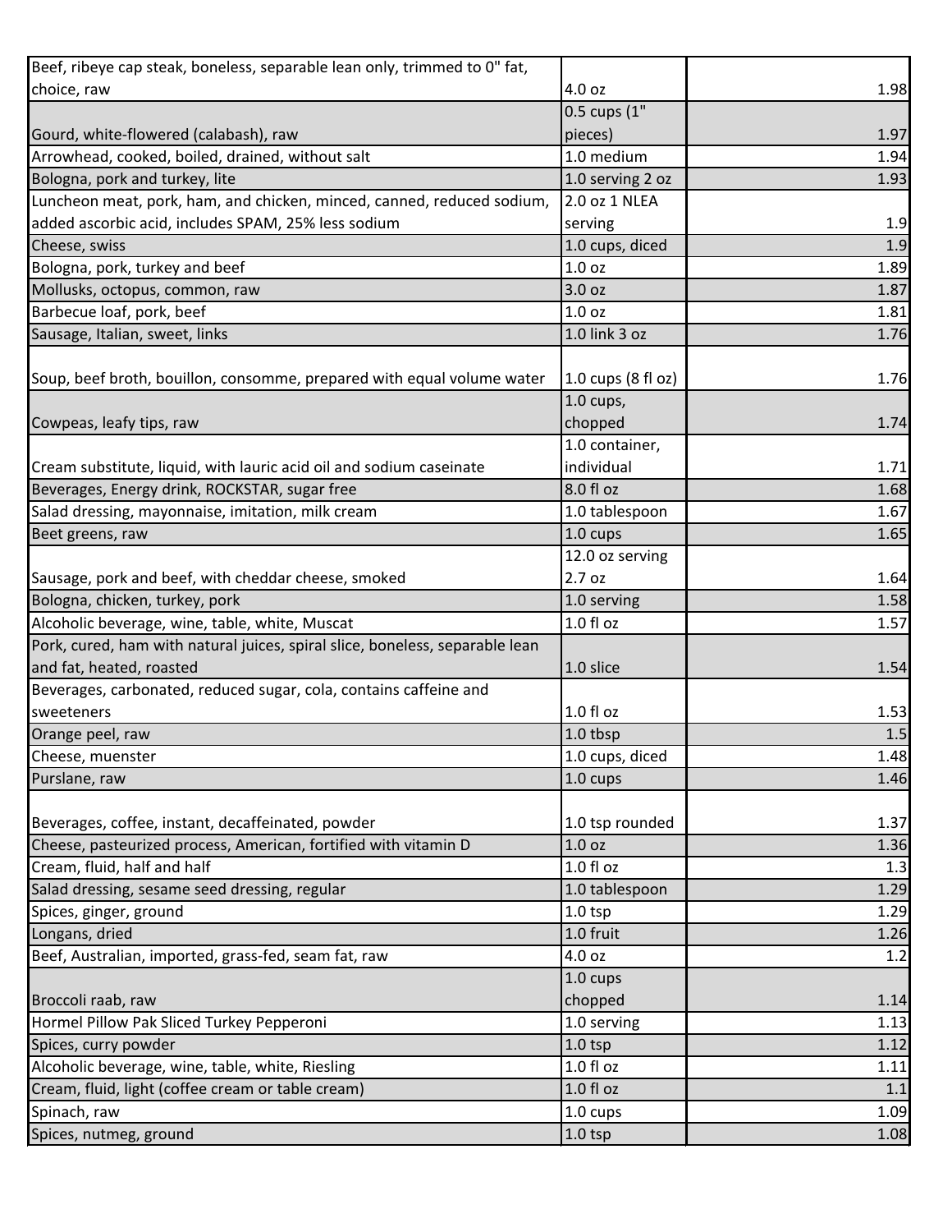| | | |
|---|---|---|
| Beef, ribeye cap steak, boneless, separable lean only, trimmed to 0" fat, choice, raw | 4.0 oz | 1.98 |
| Gourd, white-flowered (calabash), raw | 0.5 cups (1" pieces) | 1.97 |
| Arrowhead, cooked, boiled, drained, without salt | 1.0 medium | 1.94 |
| Bologna, pork and turkey, lite | 1.0 serving 2 oz | 1.93 |
| Luncheon meat, pork, ham, and chicken, minced, canned, reduced sodium, added ascorbic acid, includes SPAM, 25% less sodium | 2.0 oz 1 NLEA serving | 1.9 |
| Cheese, swiss | 1.0 cups, diced | 1.9 |
| Bologna, pork, turkey and beef | 1.0 oz | 1.89 |
| Mollusks, octopus, common, raw | 3.0 oz | 1.87 |
| Barbecue loaf, pork, beef | 1.0 oz | 1.81 |
| Sausage, Italian, sweet, links | 1.0 link 3 oz | 1.76 |
| Soup, beef broth, bouillon, consomme, prepared with equal volume water | 1.0 cups (8 fl oz) | 1.76 |
| Cowpeas, leafy tips, raw | 1.0 cups, chopped | 1.74 |
| Cream substitute, liquid, with lauric acid oil and sodium caseinate | 1.0 container, individual | 1.71 |
| Beverages, Energy drink, ROCKSTAR, sugar free | 8.0 fl oz | 1.68 |
| Salad dressing, mayonnaise, imitation, milk cream | 1.0 tablespoon | 1.67 |
| Beet greens, raw | 1.0 cups | 1.65 |
| Sausage, pork and beef, with cheddar cheese, smoked | 12.0 oz serving 2.7 oz | 1.64 |
| Bologna, chicken, turkey, pork | 1.0 serving | 1.58 |
| Alcoholic beverage, wine, table, white, Muscat | 1.0 fl oz | 1.57 |
| Pork, cured, ham with natural juices, spiral slice, boneless, separable lean and fat, heated, roasted | 1.0 slice | 1.54 |
| Beverages, carbonated, reduced sugar, cola, contains caffeine and sweeteners | 1.0 fl oz | 1.53 |
| Orange peel, raw | 1.0 tbsp | 1.5 |
| Cheese, muenster | 1.0 cups, diced | 1.48 |
| Purslane, raw | 1.0 cups | 1.46 |
| Beverages, coffee, instant, decaffeinated, powder | 1.0 tsp rounded | 1.37 |
| Cheese, pasteurized process, American, fortified with vitamin D | 1.0 oz | 1.36 |
| Cream, fluid, half and half | 1.0 fl oz | 1.3 |
| Salad dressing, sesame seed dressing, regular | 1.0 tablespoon | 1.29 |
| Spices, ginger, ground | 1.0 tsp | 1.29 |
| Longans, dried | 1.0 fruit | 1.26 |
| Beef, Australian, imported, grass-fed, seam fat, raw | 4.0 oz | 1.2 |
| Broccoli raab, raw | 1.0 cups chopped | 1.14 |
| Hormel Pillow Pak Sliced Turkey Pepperoni | 1.0 serving | 1.13 |
| Spices, curry powder | 1.0 tsp | 1.12 |
| Alcoholic beverage, wine, table, white, Riesling | 1.0 fl oz | 1.11 |
| Cream, fluid, light (coffee cream or table cream) | 1.0 fl oz | 1.1 |
| Spinach, raw | 1.0 cups | 1.09 |
| Spices, nutmeg, ground | 1.0 tsp | 1.08 |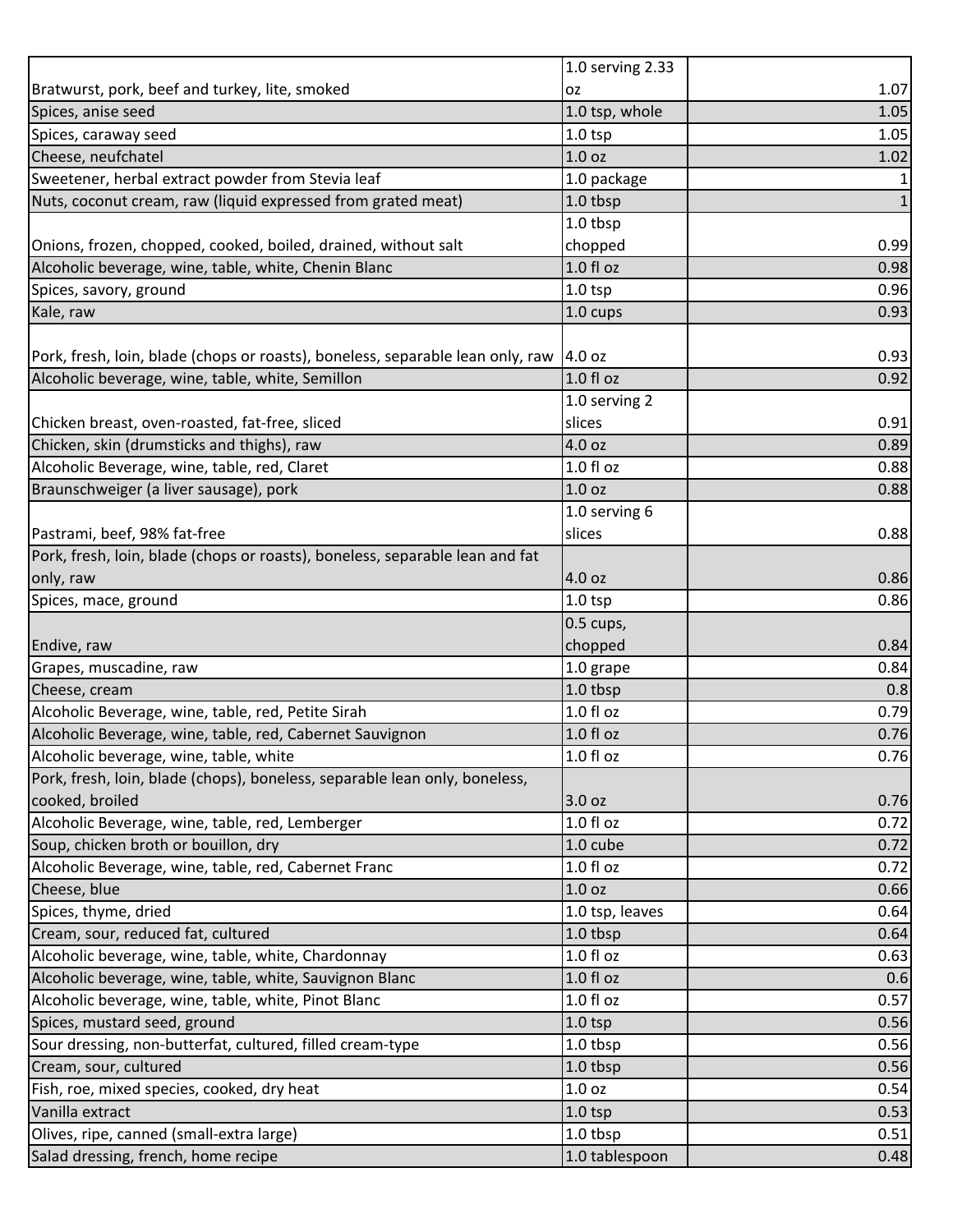| | | |
|---|---|---|
| Bratwurst, pork, beef and turkey, lite, smoked | 1.0 serving 2.33 oz | 1.07 |
| Spices, anise seed | 1.0 tsp, whole | 1.05 |
| Spices, caraway seed | 1.0 tsp | 1.05 |
| Cheese, neufchatel | 1.0 oz | 1.02 |
| Sweetener, herbal extract powder from Stevia leaf | 1.0 package | 1 |
| Nuts, coconut cream, raw (liquid expressed from grated meat) | 1.0 tbsp | 1 |
| Onions, frozen, chopped, cooked, boiled, drained, without salt | 1.0 tbsp chopped | 0.99 |
| Alcoholic beverage, wine, table, white, Chenin Blanc | 1.0 fl oz | 0.98 |
| Spices, savory, ground | 1.0 tsp | 0.96 |
| Kale, raw | 1.0 cups | 0.93 |
| Pork, fresh, loin, blade (chops or roasts), boneless, separable lean only, raw | 4.0 oz | 0.93 |
| Alcoholic beverage, wine, table, white, Semillon | 1.0 fl oz | 0.92 |
| Chicken breast, oven-roasted, fat-free, sliced | 1.0 serving 2 slices | 0.91 |
| Chicken, skin (drumsticks and thighs), raw | 4.0 oz | 0.89 |
| Alcoholic Beverage, wine, table, red, Claret | 1.0 fl oz | 0.88 |
| Braunschweiger (a liver sausage), pork | 1.0 oz | 0.88 |
| Pastrami, beef, 98% fat-free | 1.0 serving 6 slices | 0.88 |
| Pork, fresh, loin, blade (chops or roasts), boneless, separable lean and fat only, raw | 4.0 oz | 0.86 |
| Spices, mace, ground | 1.0 tsp | 0.86 |
| Endive, raw | 0.5 cups, chopped | 0.84 |
| Grapes, muscadine, raw | 1.0 grape | 0.84 |
| Cheese, cream | 1.0 tbsp | 0.8 |
| Alcoholic Beverage, wine, table, red, Petite Sirah | 1.0 fl oz | 0.79 |
| Alcoholic Beverage, wine, table, red, Cabernet Sauvignon | 1.0 fl oz | 0.76 |
| Alcoholic beverage, wine, table, white | 1.0 fl oz | 0.76 |
| Pork, fresh, loin, blade (chops), boneless, separable lean only, boneless, cooked, broiled | 3.0 oz | 0.76 |
| Alcoholic Beverage, wine, table, red, Lemberger | 1.0 fl oz | 0.72 |
| Soup, chicken broth or bouillon, dry | 1.0 cube | 0.72 |
| Alcoholic Beverage, wine, table, red, Cabernet Franc | 1.0 fl oz | 0.72 |
| Cheese, blue | 1.0 oz | 0.66 |
| Spices, thyme, dried | 1.0 tsp, leaves | 0.64 |
| Cream, sour, reduced fat, cultured | 1.0 tbsp | 0.64 |
| Alcoholic beverage, wine, table, white, Chardonnay | 1.0 fl oz | 0.63 |
| Alcoholic beverage, wine, table, white, Sauvignon Blanc | 1.0 fl oz | 0.6 |
| Alcoholic beverage, wine, table, white, Pinot Blanc | 1.0 fl oz | 0.57 |
| Spices, mustard seed, ground | 1.0 tsp | 0.56 |
| Sour dressing, non-butterfat, cultured, filled cream-type | 1.0 tbsp | 0.56 |
| Cream, sour, cultured | 1.0 tbsp | 0.56 |
| Fish, roe, mixed species, cooked, dry heat | 1.0 oz | 0.54 |
| Vanilla extract | 1.0 tsp | 0.53 |
| Olives, ripe, canned (small-extra large) | 1.0 tbsp | 0.51 |
| Salad dressing, french, home recipe | 1.0 tablespoon | 0.48 |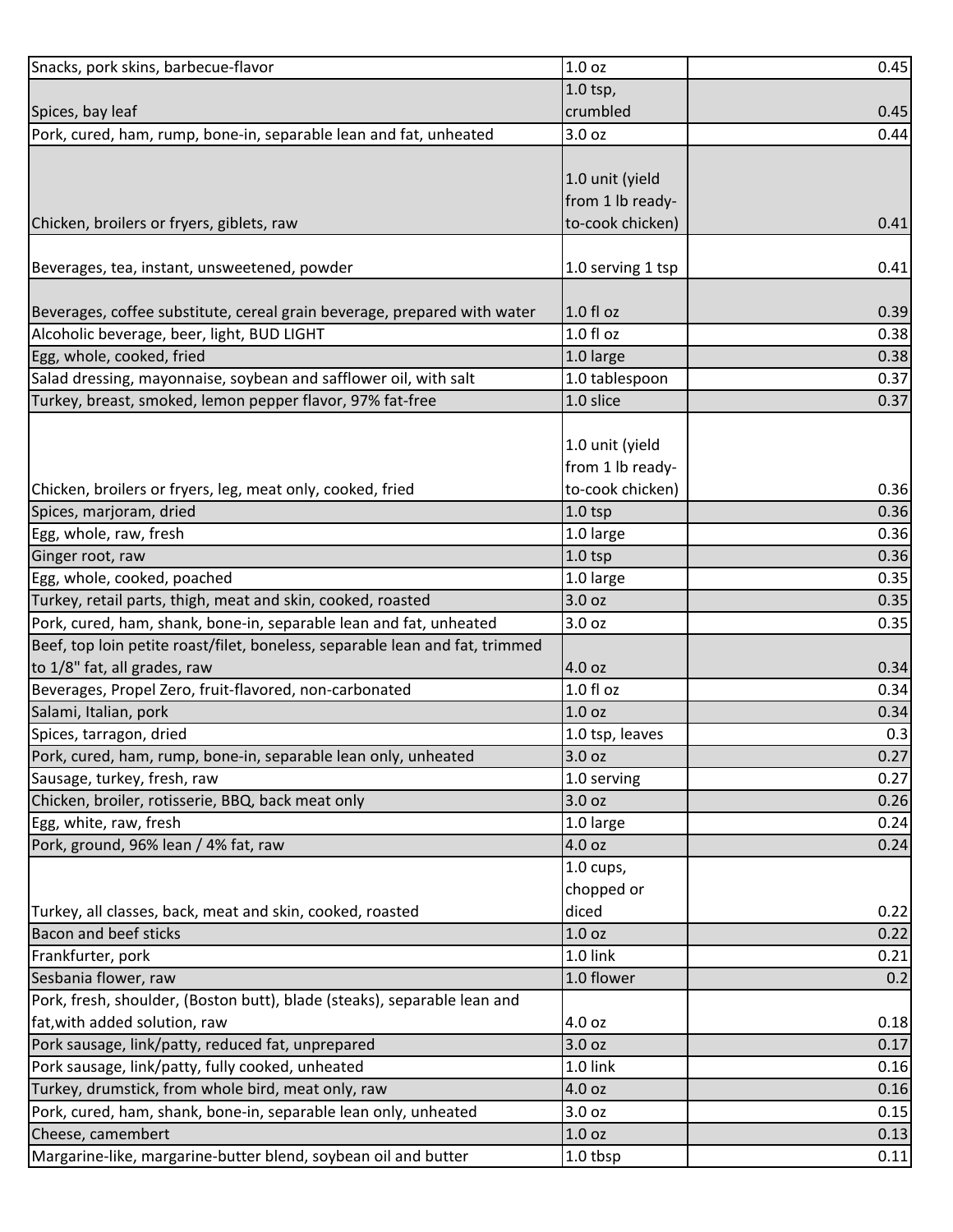| | | |
|---|---|---|
| Snacks, pork skins, barbecue-flavor | 1.0 oz | 0.45 |
| Spices, bay leaf | 1.0 tsp, crumbled | 0.45 |
| Pork, cured, ham, rump, bone-in, separable lean and fat, unheated | 3.0 oz | 0.44 |
| Chicken, broilers or fryers, giblets, raw | 1.0 unit (yield from 1 lb ready-to-cook chicken) | 0.41 |
| Beverages, tea, instant, unsweetened, powder | 1.0 serving 1 tsp | 0.41 |
| Beverages, coffee substitute, cereal grain beverage, prepared with water | 1.0 fl oz | 0.39 |
| Alcoholic beverage, beer, light, BUD LIGHT | 1.0 fl oz | 0.38 |
| Egg, whole, cooked, fried | 1.0 large | 0.38 |
| Salad dressing, mayonnaise, soybean and safflower oil, with salt | 1.0 tablespoon | 0.37 |
| Turkey, breast, smoked, lemon pepper flavor, 97% fat-free | 1.0 slice | 0.37 |
| Chicken, broilers or fryers, leg, meat only, cooked, fried | 1.0 unit (yield from 1 lb ready-to-cook chicken) | 0.36 |
| Spices, marjoram, dried | 1.0 tsp | 0.36 |
| Egg, whole, raw, fresh | 1.0 large | 0.36 |
| Ginger root, raw | 1.0 tsp | 0.36 |
| Egg, whole, cooked, poached | 1.0 large | 0.35 |
| Turkey, retail parts, thigh, meat and skin, cooked, roasted | 3.0 oz | 0.35 |
| Pork, cured, ham, shank, bone-in, separable lean and fat, unheated | 3.0 oz | 0.35 |
| Beef, top loin petite roast/filet, boneless, separable lean and fat, trimmed to 1/8" fat, all grades, raw | 4.0 oz | 0.34 |
| Beverages, Propel Zero, fruit-flavored, non-carbonated | 1.0 fl oz | 0.34 |
| Salami, Italian, pork | 1.0 oz | 0.34 |
| Spices, tarragon, dried | 1.0 tsp, leaves | 0.3 |
| Pork, cured, ham, rump, bone-in, separable lean only, unheated | 3.0 oz | 0.27 |
| Sausage, turkey, fresh, raw | 1.0 serving | 0.27 |
| Chicken, broiler, rotisserie, BBQ, back meat only | 3.0 oz | 0.26 |
| Egg, white, raw, fresh | 1.0 large | 0.24 |
| Pork, ground, 96% lean / 4% fat, raw | 4.0 oz | 0.24 |
| Turkey, all classes, back, meat and skin, cooked, roasted | 1.0 cups, chopped or diced | 0.22 |
| Bacon and beef sticks | 1.0 oz | 0.22 |
| Frankfurter, pork | 1.0 link | 0.21 |
| Sesbania flower, raw | 1.0 flower | 0.2 |
| Pork, fresh, shoulder, (Boston butt), blade (steaks), separable lean and fat,with added solution, raw | 4.0 oz | 0.18 |
| Pork sausage, link/patty, reduced fat, unprepared | 3.0 oz | 0.17 |
| Pork sausage, link/patty, fully cooked, unheated | 1.0 link | 0.16 |
| Turkey, drumstick, from whole bird, meat only, raw | 4.0 oz | 0.16 |
| Pork, cured, ham, shank, bone-in, separable lean only, unheated | 3.0 oz | 0.15 |
| Cheese, camembert | 1.0 oz | 0.13 |
| Margarine-like, margarine-butter blend, soybean oil and butter | 1.0 tbsp | 0.11 |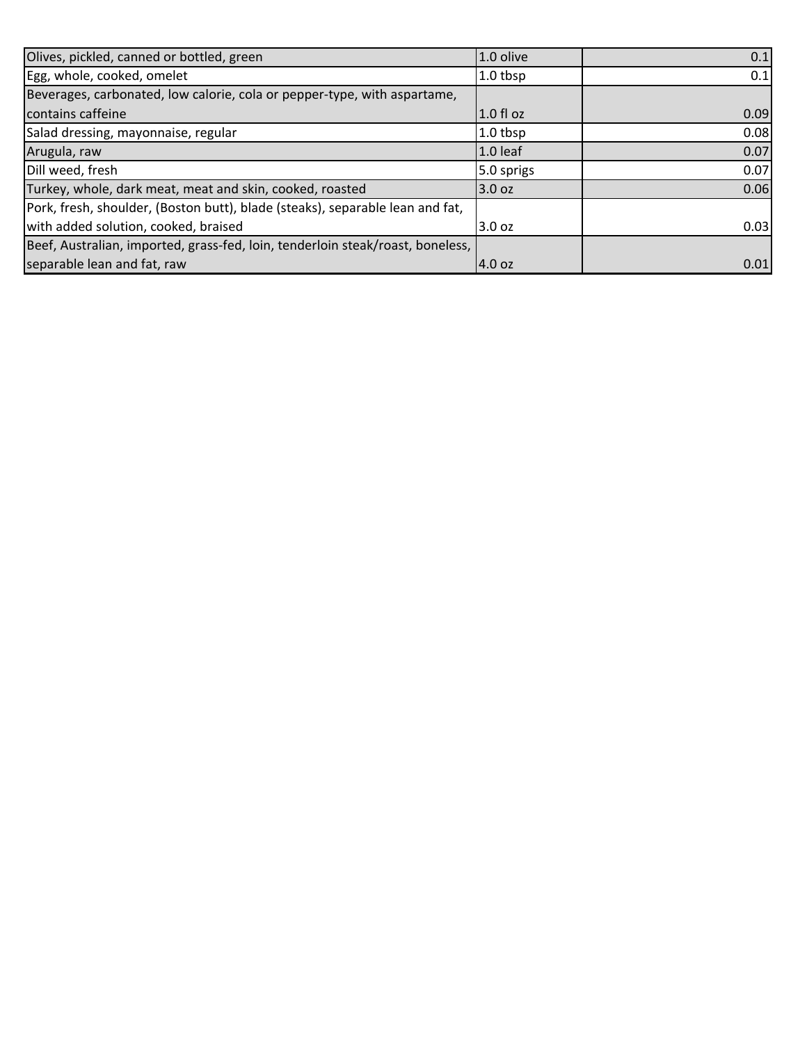| | | |
|---|---|---|
| Olives, pickled, canned or bottled, green | 1.0 olive | 0.1 |
| Egg, whole, cooked, omelet | 1.0 tbsp | 0.1 |
| Beverages, carbonated, low calorie, cola or pepper-type, with aspartame, contains caffeine | 1.0 fl oz | 0.09 |
| Salad dressing, mayonnaise, regular | 1.0 tbsp | 0.08 |
| Arugula, raw | 1.0 leaf | 0.07 |
| Dill weed, fresh | 5.0 sprigs | 0.07 |
| Turkey, whole, dark meat, meat and skin, cooked, roasted | 3.0 oz | 0.06 |
| Pork, fresh, shoulder, (Boston butt), blade (steaks), separable lean and fat, with added solution, cooked, braised | 3.0 oz | 0.03 |
| Beef, Australian, imported, grass-fed, loin, tenderloin steak/roast, boneless, separable lean and fat, raw | 4.0 oz | 0.01 |